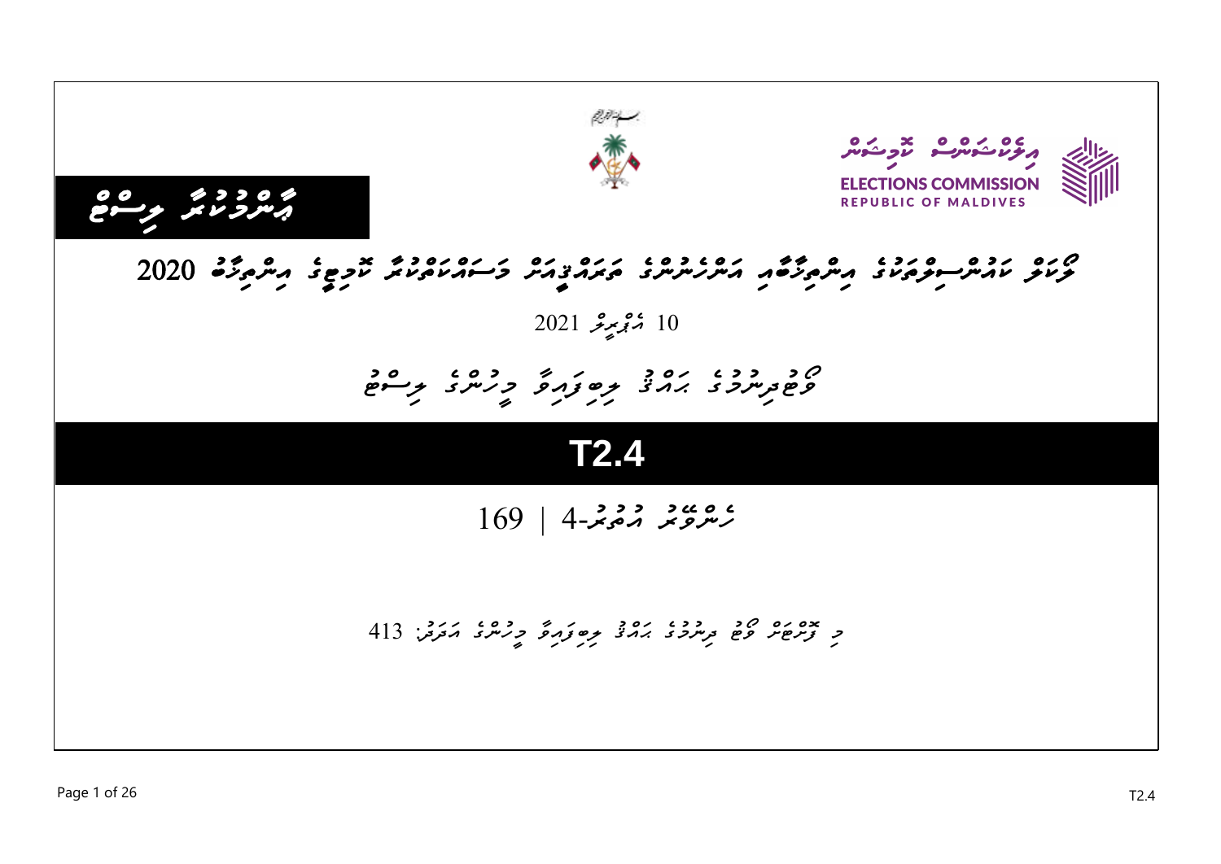بسم الله الرحمن الرحيم

ElectionS COMMISSION
REPUBLIC OF MALDIVES

އިލެކްޝަންސް ކޮމިޝަން

# އަންމުކުރާ ލިސްޓް

## ލޯކަލް ކައުންސިލްތަކުގެ އިންތިޚާބާއި އަންހެނުންގެ ތަރައްޤީއަށް މަސައްކަތްކުރާ ކޮމިޓީގެ އިންތިޚާބު 2020

10 އެޕްރީލް 2021

## ވޯޓުދިނުމުގެ ހައްޤު ލިބިފައިވާ މީހުންގެ ލިސްޓު

# T2.4

## ހެންވޭރު އުތުރު-4 | 169

މި ފޮށިން ވޯޓު ދިނުމުގެ ހައްޤު ލިބިފައިވާ މީހުންގެ އަދަދު: 413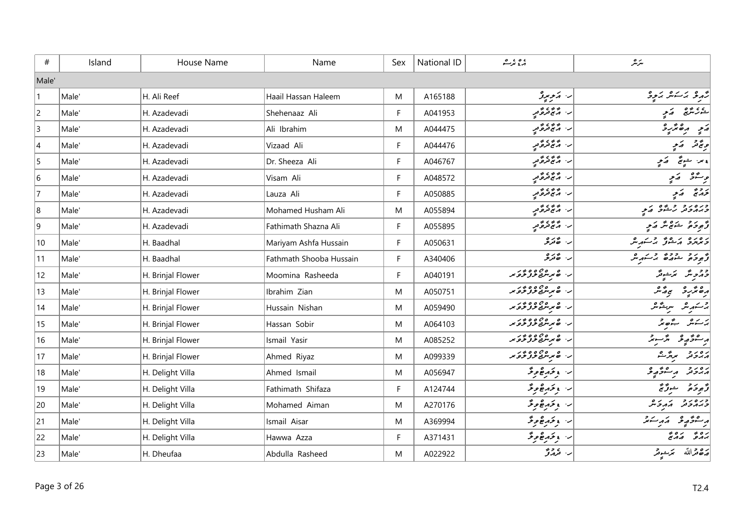| # | Island | House Name | Name | Sex | National ID | ގެއެގުނަން | ނަން |
|---|---|---|---|---|---|---|---|
| Male' | | | | | | | |
| 1 | Male' | H. Ali Reef | Haail Hassan Haleem | M | A165188 | ހ. އަލިރީފް | ހާއިލް ހަސަން ހަލީމް |
| 2 | Male' | H. Azadevadi | Shehenaaz Ali | F | A041953 | ހ. އާޒާދެވާދީ | ޝެހެނާޒް ޢަލި |
| 3 | Male' | H. Azadevadi | Ali Ibrahim | M | A044475 | ހ. އާޒާދެވާދީ | ޢަލި އިބްރާހީމް |
| 4 | Male' | H. Azadevadi | Vizaad Ali | F | A044476 | ހ. އާޒާދެވާދީ | ވިޒާދު ޢަލި |
| 5 | Male' | H. Azadevadi | Dr. Sheeza Ali | F | A046767 | ހ. އާޒާދެވާދީ | ޑރ. ޝީޒާ ޢަލި |
| 6 | Male' | H. Azadevadi | Visam Ali | F | A048572 | ހ. އާޒާދެވާދީ | ވިސާމް ޢަލި |
| 7 | Male' | H. Azadevadi | Lauza Ali | F | A050885 | ހ. އާޒާދެވާދީ | ލައުޒާ ޢަލި |
| 8 | Male' | H. Azadevadi | Mohamed Husham Ali | M | A055894 | ހ. އާޒާދެވާދީ | މުޙައްމަދު ހުޝާމް ޢަލި |
| 9 | Male' | H. Azadevadi | Fathimath Shazna Ali | F | A055895 | ހ. އާޒާދެވާދީ | ފާތިމަތު ޝަޒްނާ ޢަލި |
| 10 | Male' | H. Baadhal | Mariyam Ashfa Hussain | F | A050631 | ހ. ބާދަލް | މަރިޔަމް އަޝްފާ ޙުސައިން |
| 11 | Male' | H. Baadhal | Fathmath Shooba Hussain | F | A340406 | ހ. ބާދަލް | ފާތިމަތު ޝޫބާ ޙުސައިން |
| 12 | Male' | H. Brinjal Flower | Moomina Rasheeda | F | A040191 | ހ. ބްރިންޖަލްފްލަވަރ | މޫމިނާ ރަޝީދާ |
| 13 | Male' | H. Brinjal Flower | Ibrahim Zian | M | A050751 | ހ. ބްރިންޖަލްފްލަވަރ | އިބްރާހީމް ޒިޔާން |
| 14 | Male' | H. Brinjal Flower | Hussain Nishan | M | A059490 | ހ. ބްރިންޖަލްފްލަވަރ | ޙުސައިން ނިޝާން |
| 15 | Male' | H. Brinjal Flower | Hassan Sobir | M | A064103 | ހ. ބްރިންޖަލްފްލަވަރ | ހަސަން ޞާބިރު |
| 16 | Male' | H. Brinjal Flower | Ismail Yasir | M | A085252 | ހ. ބްރިންޖަލްފްލަވަރ | އިސްމާޢީލް ޔާސިރު |
| 17 | Male' | H. Brinjal Flower | Ahmed Riyaz | M | A099339 | ހ. ބްރިންޖަލްފްލަވަރ | އަޙްމަދު ރިޔާޒް |
| 18 | Male' | H. Delight Villa | Ahmed Ismail | M | A056947 | ހ. ޑިލައިޓްވިލާ | އަޙްމަދު އިސްމާޢީލް |
| 19 | Male' | H. Delight Villa | Fathimath Shifaza | F | A124744 | ހ. ޑިލައިޓްވިލާ | ފާތިމަތު ޝިފާޒާ |
| 20 | Male' | H. Delight Villa | Mohamed Aiman | M | A270176 | ހ. ޑިލައިޓްވިލާ | މުޙައްމަދު އައިމަން |
| 21 | Male' | H. Delight Villa | Ismail Aisar | M | A369994 | ހ. ޑިލައިޓްވިލާ | އިސްމާޢީލް އައިސަރު |
| 22 | Male' | H. Delight Villa | Hawwa Azza | F | A371431 | ހ. ޑިލައިޓްވިލާ | ހައްވާ އައްޒާ |
| 23 | Male' | H. Dheufaa | Abdulla Rasheed | M | A022922 | ހ. ދެއުފާ | އަބްދުﷲ ރަޝީދު |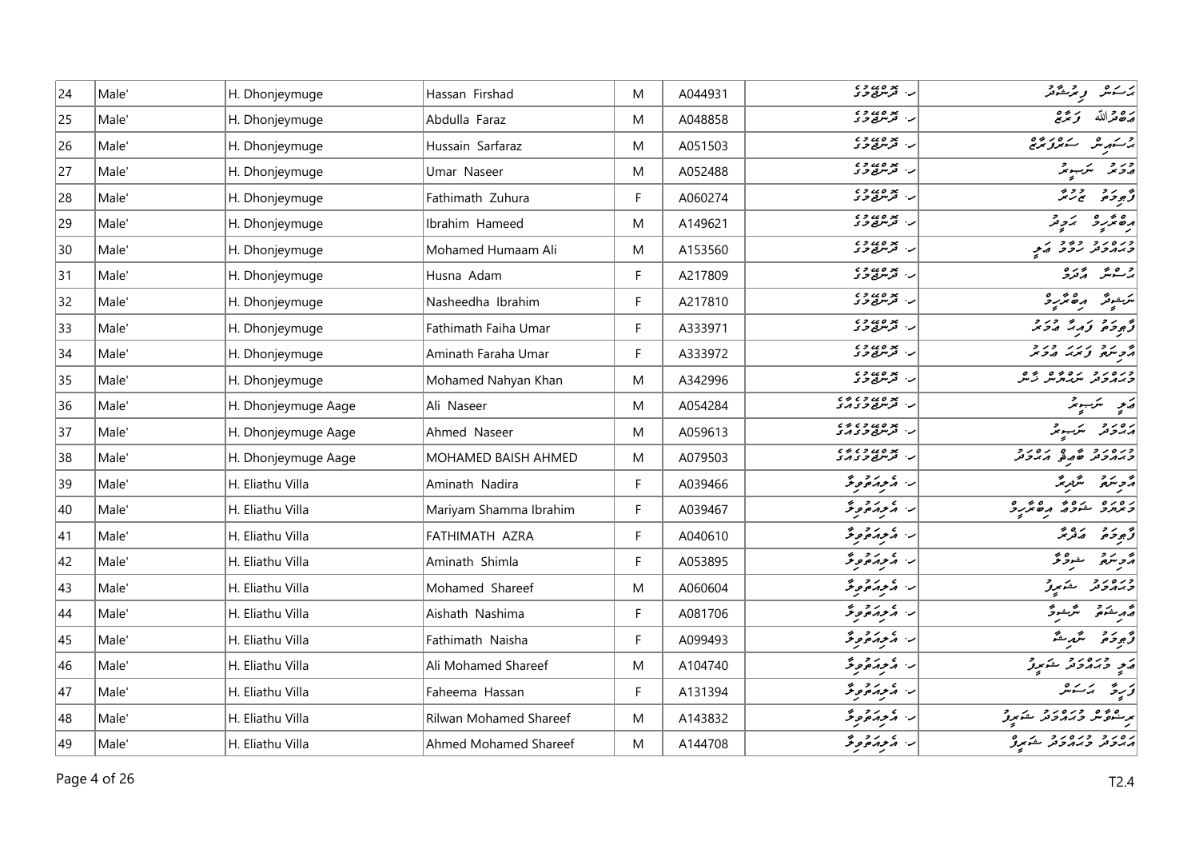| 24 | Male' | H. Dhonjeymuge | Hassan Firshad | M | A044931 | ހ. ދޮންޖޭމުގޭ | ހަސަން ފިރުޝާދު |
|---|---|---|---|---|---|---|---|
| 25 | Male' | H. Dhonjeymuge | Abdulla Faraz | M | A048858 | ހ. ދޮންޖޭމުގޭ | އަބްދުﷲ ފަރާޒް |
| 26 | Male' | H. Dhonjeymuge | Hussain Sarfaraz | M | A051503 | ހ. ދޮންޖޭމުގޭ | ހުސައިން ސަރުފަރާޒް |
| 27 | Male' | H. Dhonjeymuge | Umar Naseer | M | A052488 | ހ. ދޮންޖޭމުގޭ | ޢުމަރު ނަސީރު |
| 28 | Male' | H. Dhonjeymuge | Fathimath Zuhura | F | A060274 | ހ. ދޮންޖޭމުގޭ | ފާތިމަތު ޒުހުރާ |
| 29 | Male' | H. Dhonjeymuge | Ibrahim Hameed | M | A149621 | ހ. ދޮންޖޭމުގޭ | އިބްރާހީމް ހަމީދު |
| 30 | Male' | H. Dhonjeymuge | Mohamed Humaam Ali | M | A153560 | ހ. ދޮންޖޭމުގޭ | މުޙައްމަދު ހުމާމް ޢަލި |
| 31 | Male' | H. Dhonjeymuge | Husna Adam | F | A217809 | ހ. ދޮންޖޭމުގޭ | ހުސްނާ އާދަމް |
| 32 | Male' | H. Dhonjeymuge | Nasheedha Ibrahim | F | A217810 | ހ. ދޮންޖޭމުގޭ | ނަޝީދާ އިބްރާހީމް |
| 33 | Male' | H. Dhonjeymuge | Fathimath Faiha Umar | F | A333971 | ހ. ދޮންޖޭމުގޭ | ފާތިމަތު ފައިހާ ޢުމަރު |
| 34 | Male' | H. Dhonjeymuge | Aminath Faraha Umar | F | A333972 | ހ. ދޮންޖޭމުގޭ | އާމިނަތު ފަރަހާ ޢުމަރު |
| 35 | Male' | H. Dhonjeymuge | Mohamed Nahyan Khan | M | A342996 | ހ. ދޮންޖޭމުގޭ | މުޙައްމަދު ނަހްޔާން ޚާން |
| 36 | Male' | H. Dhonjeymuge Aage | Ali Naseer | M | A054284 | ހ. ދޮންޖޭމުގޭއާގެ | ޢަލި ނަސީރު |
| 37 | Male' | H. Dhonjeymuge Aage | Ahmed Naseer | M | A059613 | ހ. ދޮންޖޭމުގޭއާގެ | އަޙްމަދު ނަސީރު |
| 38 | Male' | H. Dhonjeymuge Aage | MOHAMED BAISH AHMED | M | A079503 | ހ. ދޮންޖޭމުގޭއާގެ | މުޙައްމަދު ބާއިޝް އަޙްމަދު |
| 39 | Male' | H. Eliathu Villa | Aminath Nadira | F | A039466 | ހ. އެލިއަތުވިލާ | އާމިނަތު ނާދިރާ |
| 40 | Male' | H. Eliathu Villa | Mariyam Shamma Ibrahim | F | A039467 | ހ. އެލިއަތުވިލާ | މަރިޔަމް ޝައްމާ އިބްރާހީމް |
| 41 | Male' | H. Eliathu Villa | FATHIMATH AZRA | F | A040610 | ހ. އެލިއަތުވިލާ | ފާތިމަތު އަޒްރާ |
| 42 | Male' | H. Eliathu Villa | Aminath Shimla | F | A053895 | ހ. އެލިއަތުވިލާ | އާމިނަތު ޝިމްލާ |
| 43 | Male' | H. Eliathu Villa | Mohamed Shareef | M | A060604 | ހ. އެލިއަތުވިލާ | މުޙައްމަދު ޝަރީފު |
| 44 | Male' | H. Eliathu Villa | Aishath Nashima | F | A081706 | ހ. އެލިއަތުވިލާ | އައިޝަތު ނާޝިމާ |
| 45 | Male' | H. Eliathu Villa | Fathimath Naisha | F | A099493 | ހ. އެލިއަތުވިލާ | ފާތިމަތު ނާއިޝާ |
| 46 | Male' | H. Eliathu Villa | Ali Mohamed Shareef | M | A104740 | ހ. އެލިއަތުވިލާ | ޢަލި މުޙައްމަދު ޝަރީފު |
| 47 | Male' | H. Eliathu Villa | Faheema Hassan | F | A131394 | ހ. އެލިއަތުވިލާ | ފަހީމާ ހަސަން |
| 48 | Male' | H. Eliathu Villa | Rilwan Mohamed Shareef | M | A143832 | ހ. އެލިއަތުވިލާ | ރިލްވާން މުޙައްމަދު ޝަރީފު |
| 49 | Male' | H. Eliathu Villa | Ahmed Mohamed Shareef | M | A144708 | ހ. އެލިއަތުވިލާ | އަޙްމަދު މުޙައްމަދު ޝަރީފު |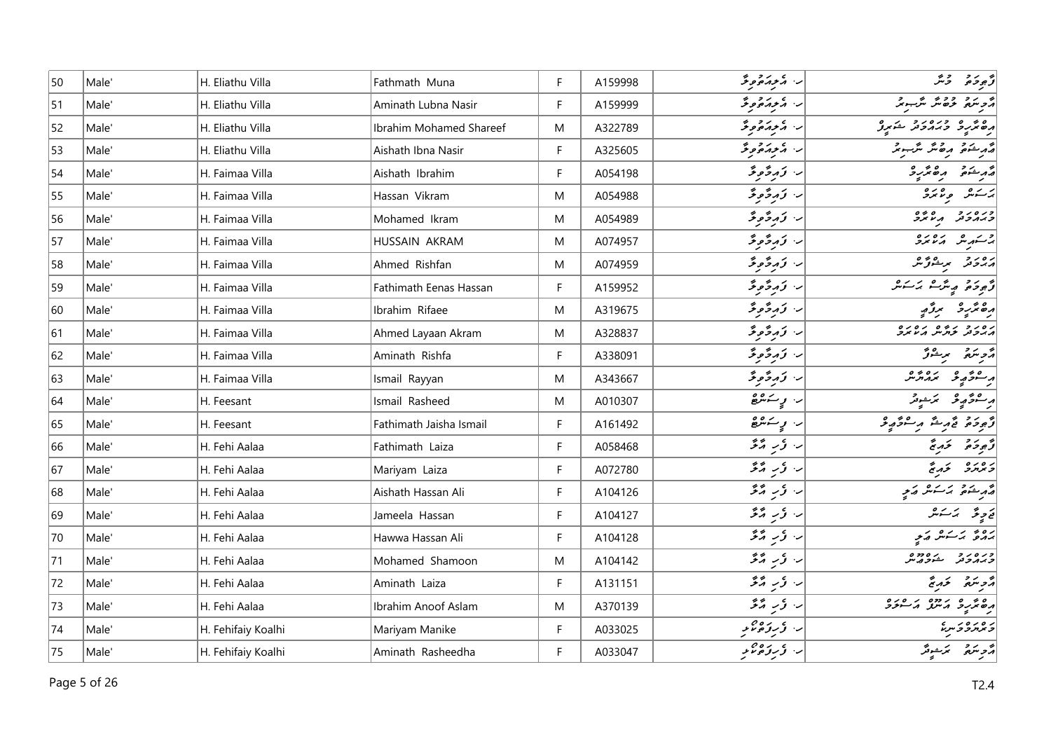| 50 | Male' | H. Eliathu Villa | Fathmath Muna | F | A159998 | ހ. އެލިއަތުވިލާ | ފާތިމަތު މުނާ |
|---|---|---|---|---|---|---|---|
| 51 | Male' | H. Eliathu Villa | Aminath Lubna Nasir | F | A159999 | ހ. އެލިއަތުވިލާ | އާމިނަތު ލުބުނާ ނާޞިރު |
| 52 | Male' | H. Eliathu Villa | Ibrahim Mohamed Shareef | M | A322789 | ހ. އެލިއަތުވިލާ | އިބްރާހީމް މުހައްމަދު ޝަރީފް |
| 53 | Male' | H. Eliathu Villa | Aishath Ibna Nasir | F | A325605 | ހ. އެލިއަތުވިލާ | އައިޝަތު އިބްނާ ނާޞިރު |
| 54 | Male' | H. Faimaa Villa | Aishath Ibrahim | F | A054198 | ހ. ފައިމާވިލާ | އައިޝަތު އިބްރާހީމް |
| 55 | Male' | H. Faimaa Villa | Hassan Vikram | M | A054988 | ހ. ފައިމާވިލާ | ހަސަން ވިކްރަމް |
| 56 | Male' | H. Faimaa Villa | Mohamed Ikram | M | A054989 | ހ. ފައިމާވިލާ | މުހައްމަދު އިކްރާމް |
| 57 | Male' | H. Faimaa Villa | HUSSAIN AKRAM | M | A074957 | ހ. ފައިމާވިލާ | ހުސައިން އަކްރަމް |
| 58 | Male' | H. Faimaa Villa | Ahmed Rishfan | M | A074959 | ހ. ފައިމާވިލާ | އަޙްމަދު ރިޝްފާން |
| 59 | Male' | H. Faimaa Villa | Fathimath Eenas Hassan | F | A159952 | ހ. ފައިމާވިލާ | ފާތިމަތު އީނާސް ހަސަން |
| 60 | Male' | H. Faimaa Villa | Ibrahim Rifaee | M | A319675 | ހ. ފައިމާވިލާ | އިބްރާހީމް ރިފާއީ |
| 61 | Male' | H. Faimaa Villa | Ahmed Layaan Akram | M | A328837 | ހ. ފައިމާވިލާ | އަޙްމަދު ލަޔާން އަކްރަމް |
| 62 | Male' | H. Faimaa Villa | Aminath Rishfa | F | A338091 | ހ. ފައިމާވިލާ | އާމިނަތު ރިޝްފާ |
| 63 | Male' | H. Faimaa Villa | Ismail Rayyan | M | A343667 | ހ. ފައިމާވިލާ | އިސްމާއީލް ރައްޔާން |
| 64 | Male' | H. Feesant | Ismail Rasheed | M | A010307 | ހ. ފީސަންޓް | އިސްމާއީލް ރަޝީދު |
| 65 | Male' | H. Feesant | Fathimath Jaisha Ismail | F | A161492 | ހ. ފީސަންޓް | ފާތިމަތު ޖާއިޝާ އިސްމާއީލް |
| 66 | Male' | H. Fehi Aalaa | Fathimath Laiza | F | A058468 | ހ. ފެހި އާލާ | ފާތިމަތު ލައިޒާ |
| 67 | Male' | H. Fehi Aalaa | Mariyam Laiza | F | A072780 | ހ. ފެހި އާލާ | މަރިޔަމް ލައިޒާ |
| 68 | Male' | H. Fehi Aalaa | Aishath Hassan Ali | F | A104126 | ހ. ފެހި އާލާ | އައިޝަތު ހަސަން ޢަލީ |
| 69 | Male' | H. Fehi Aalaa | Jameela Hassan | F | A104127 | ހ. ފެހި އާލާ | ޖަމީލާ ހަސަން |
| 70 | Male' | H. Fehi Aalaa | Hawwa Hassan Ali | F | A104128 | ހ. ފެހި އާލާ | ހައްވާ ހަސަން ޢަލީ |
| 71 | Male' | H. Fehi Aalaa | Mohamed Shamoon | M | A104142 | ހ. ފެހި އާލާ | މުހައްމަދު ޝަމްޢޫން |
| 72 | Male' | H. Fehi Aalaa | Aminath Laiza | F | A131151 | ހ. ފެހި އާލާ | އާމިނަތު ލައިޒާ |
| 73 | Male' | H. Fehi Aalaa | Ibrahim Anoof Aslam | M | A370139 | ހ. ފެހި އާލާ | އިބްރާހީމް އަނޫފް އަސްލަމް |
| 74 | Male' | H. Fehifaiy Koalhi | Mariyam Manike | F | A033025 | ހ. ފެހިފައިކޮޅި | މަރިޔަމްމަނިކެ |
| 75 | Male' | H. Fehifaiy Koalhi | Aminath Rasheedha | F | A033047 | ހ. ފެހިފައިކޮޅި | އާމިނަތު ރަޝީދާ |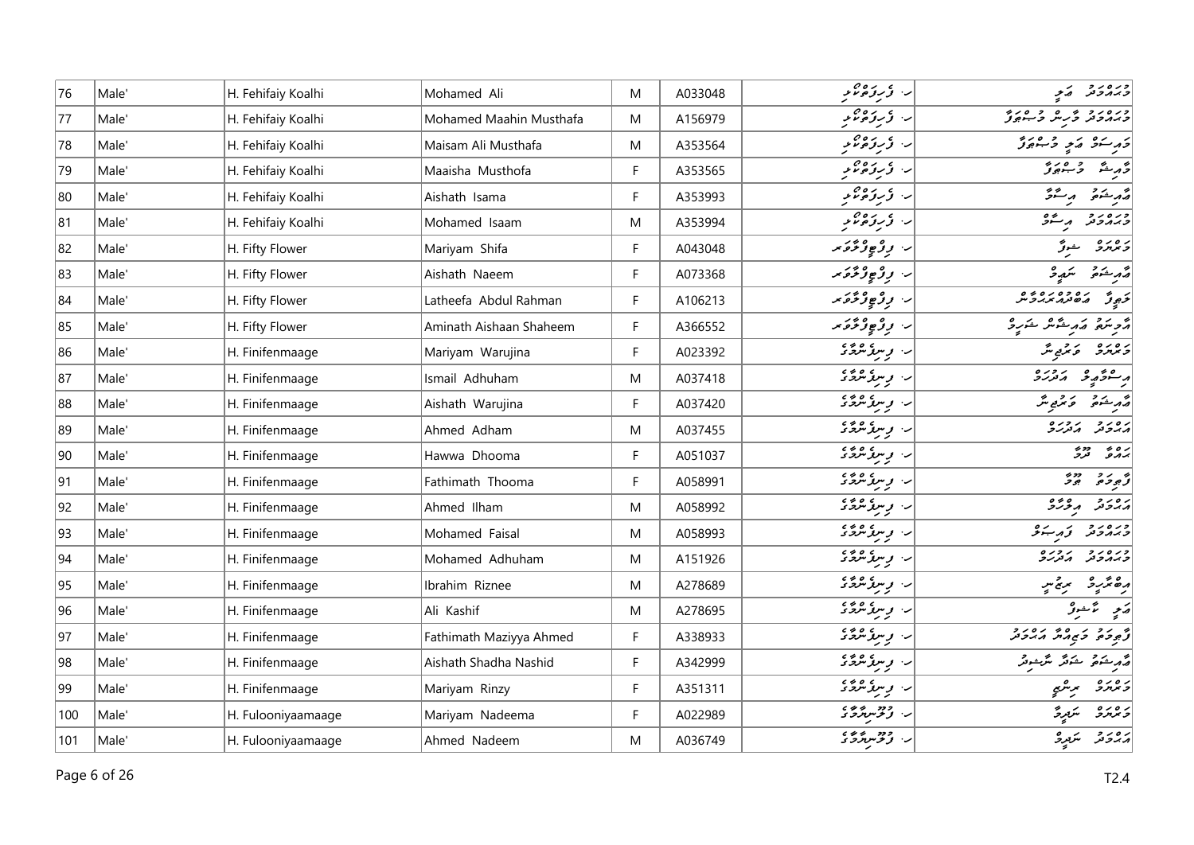| 76 | Male' | H. Fehifaiy Koalhi | Mohamed Ali | M | A033048 | ހ. ފެހިފައިކޯޅި | މުހައްމަދު އަލި |
|---|---|---|---|---|---|---|---|
| 77 | Male' | H. Fehifaiy Koalhi | Mohamed Maahin Musthafa | M | A156979 | ހ. ފެހިފައިކޯޅި | މުހައްމަދު މާހިން މުސްތަފާ |
| 78 | Male' | H. Fehifaiy Koalhi | Maisam Ali Musthafa | M | A353564 | ހ. ފެހިފައިކޯޅި | މައިސަމް އަލި މުސްތަފާ |
| 79 | Male' | H. Fehifaiy Koalhi | Maaisha Musthofa | F | A353565 | ހ. ފެހިފައިކޯޅި | މާއިޝާ މުސްތޮފާ |
| 80 | Male' | H. Fehifaiy Koalhi | Aishath Isama | F | A353993 | ހ. ފެހިފައިކޯޅި | އައިޝަތު އިސާމާ |
| 81 | Male' | H. Fehifaiy Koalhi | Mohamed Isaam | M | A353994 | ހ. ފެހިފައިކޯޅި | މުހައްމަދު އިސާމް |
| 82 | Male' | H. Fifty Flower | Mariyam Shifa | F | A043048 | ހ. ފިފްޓީފްލަވަރ | މަރިޔަމް ޝިފާ |
| 83 | Male' | H. Fifty Flower | Aishath Naeem | F | A073368 | ހ. ފިފްޓީފްލަވަރ | އައިޝަތު ނައީމް |
| 84 | Male' | H. Fifty Flower | Latheefa Abdul Rahman | F | A106213 | ހ. ފިފްޓީފްލަވަރ | ލަތީފާ އަބްދުލްރަޙްމާން |
| 85 | Male' | H. Fifty Flower | Aminath Aishaan Shaheem | F | A366552 | ހ. ފިފްޓީފްލަވަރ | އާމިނަތު އައިޝާން ޝަހީމް |
| 86 | Male' | H. Finifenmaage | Mariyam Warujina | F | A023392 | ހ. ފިނިފެންމާގެ | މަރިޔަމް ވަރުޖިނާ |
| 87 | Male' | H. Finifenmaage | Ismail Adhuham | M | A037418 | ހ. ފިނިފެންމާގެ | އިސްމާއިލް އަދުހަމް |
| 88 | Male' | H. Finifenmaage | Aishath Warujina | F | A037420 | ހ. ފިނިފެންމާގެ | އައިޝަތު ވަރުޖިނާ |
| 89 | Male' | H. Finifenmaage | Ahmed Adham | M | A037455 | ހ. ފިނިފެންމާގެ | އަހުމަދު އަދުހަމް |
| 90 | Male' | H. Finifenmaage | Hawwa Dhooma | F | A051037 | ހ. ފިނިފެންމާގެ | ހައްވާ ދޫމާ |
| 91 | Male' | H. Finifenmaage | Fathimath Thooma | F | A058991 | ހ. ފިނިފެންމާގެ | ފާތިމަތު ތޫމާ |
| 92 | Male' | H. Finifenmaage | Ahmed Ilham | M | A058992 | ހ. ފިނިފެންމާގެ | އަހުމަދު އިލްހާމް |
| 93 | Male' | H. Finifenmaage | Mohamed Faisal | M | A058993 | ހ. ފިނިފެންމާގެ | މުހައްމަދު ފައިސަލް |
| 94 | Male' | H. Finifenmaage | Mohamed Adhuham | M | A151926 | ހ. ފިނިފެންމާގެ | މުހައްމަދު އަދުހަމް |
| 95 | Male' | H. Finifenmaage | Ibrahim Riznee | M | A278689 | ހ. ފިނިފެންމާގެ | އިބްރާހިމް ރިޒްނީ |
| 96 | Male' | H. Finifenmaage | Ali Kashif | M | A278695 | ހ. ފިނިފެންމާގެ | އަލި ކާށިފް |
| 97 | Male' | H. Finifenmaage | Fathimath Maziyya Ahmed | F | A338933 | ހ. ފިނިފެންމާގެ | ފާތިމަތު މަޒިއްޔާ އަހުމަދު |
| 98 | Male' | H. Finifenmaage | Aishath Shadha Nashid | F | A342999 | ހ. ފިނިފެންމާގެ | އައިޝަތު ޝަދާ ނާޝިދު |
| 99 | Male' | H. Finifenmaage | Mariyam Rinzy | F | A351311 | ހ. ފިނިފެންމާގެ | މަރިޔަމް ރިންޒީ |
| 100 | Male' | H. Fulooniyaamaage | Mariyam Nadeema | F | A022989 | ހ. ފުލޫނިޔާމާގެ | މަރިޔަމް ނަދީމާ |
| 101 | Male' | H. Fulooniyaamaage | Ahmed Nadeem | M | A036749 | ހ. ފުލޫނިޔާމާގެ | އަހުމަދު ނަދީމް |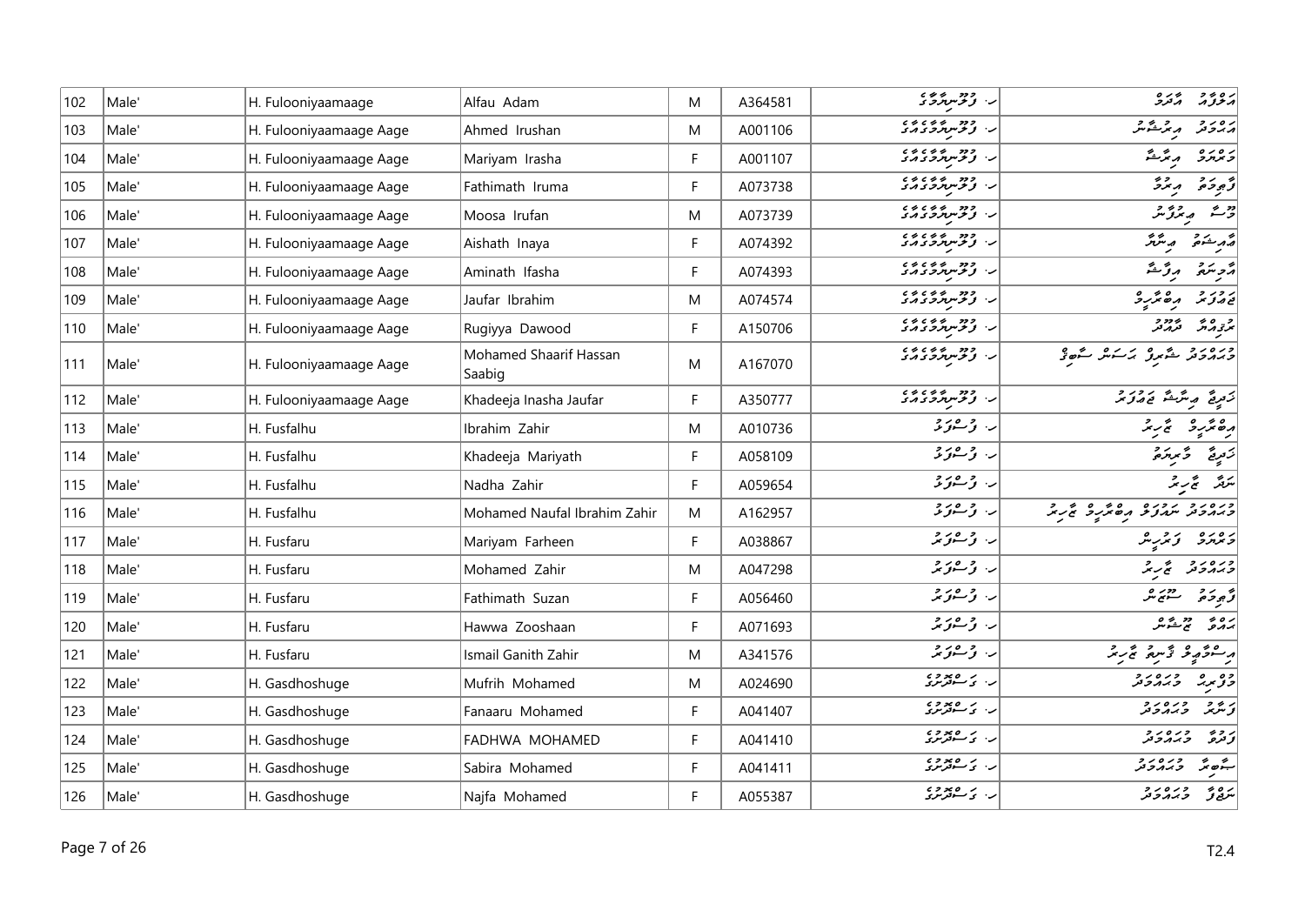| 102 | Male' | H. Fulooniyaamaage | Alfau Adam | M | A364581 | ހ. ފުލޫނިޔާމާގެ | އަލްފައު އާދަމް |
|---|---|---|---|---|---|---|---|
| 103 | Male' | H. Fulooniyaamaage Aage | Ahmed Irushan | M | A001106 | ހ. ފުލޫނިޔާމާގެއާގެ | އަޙްމަދު އިރުޝާން |
| 104 | Male' | H. Fulooniyaamaage Aage | Mariyam Irasha | F | A001107 | ހ. ފުލޫނިޔާމާގެއާގެ | މަރިޔަމް އިރާޝާ |
| 105 | Male' | H. Fulooniyaamaage Aage | Fathimath Iruma | F | A073738 | ހ. ފުލޫނިޔާމާގެއާގެ | ފާތިމަތު އިރުމާ |
| 106 | Male' | H. Fulooniyaamaage Aage | Moosa Irufan | M | A073739 | ހ. ފުލޫނިޔާމާގެއާގެ | މޫސާ އިރުފާން |
| 107 | Male' | H. Fulooniyaamaage Aage | Aishath Inaya | F | A074392 | ހ. ފުލޫނިޔާމާގެއާގެ | އާއިޝަތު އިނާޔާ |
| 108 | Male' | H. Fulooniyaamaage Aage | Aminath Ifasha | F | A074393 | ހ. ފުލޫނިޔާމާގެއާގެ | އާމިނަތު އިފާޝާ |
| 109 | Male' | H. Fulooniyaamaage Aage | Jaufar Ibrahim | M | A074574 | ހ. ފުލޫނިޔާމާގެއާގެ | ޖައުފަރު އިބްރާހީމް |
| 110 | Male' | H. Fulooniyaamaage Aage | Rugiyya Dawood | F | A150706 | ހ. ފުލޫނިޔާމާގެއާގެ | ރުގިއްޔާ ދާއޫދު |
| 111 | Male' | H. Fulooniyaamaage Aage | Mohamed Shaarif Hassan Saabig | M | A167070 | ހ. ފުލޫނިޔާމާގެއާގެ | މުޙައްމަދު ޝާރިފް ޙަސަން ސާބިގު |
| 112 | Male' | H. Fulooniyaamaage Aage | Khadeeja Inasha Jaufar | F | A350777 | ހ. ފުލޫނިޔާމާގެއާގެ | ޚަދީޖާ އިނާޝާ ޖައުފަރު |
| 113 | Male' | H. Fusfalhu | Ibrahim Zahir | M | A010736 | ހ. ފުސްފަޅު | އިބްރާހީމް ޒާހިރު |
| 114 | Male' | H. Fusfalhu | Khadeeja Mariyath | F | A058109 | ހ. ފުސްފަޅު | ޚަދީޖާ މާރިޔަތު |
| 115 | Male' | H. Fusfalhu | Nadha Zahir | F | A059654 | ހ. ފުސްފަޅު | ނަދާ ޒާހިރު |
| 116 | Male' | H. Fusfalhu | Mohamed Naufal Ibrahim Zahir | M | A162957 | ހ. ފުސްފަޅު | މުޙައްމަދު ނައުފަލް އިބްރާހީމް ޒާހިރު |
| 117 | Male' | H. Fusfaru | Mariyam Farheen | F | A038867 | ހ. ފުސްފަރު | މަރިޔަމް ފަރްހީން |
| 118 | Male' | H. Fusfaru | Mohamed Zahir | M | A047298 | ހ. ފުސްފަރު | މުޙައްމަދު ޒާހިރު |
| 119 | Male' | H. Fusfaru | Fathimath Suzan | F | A056460 | ހ. ފުސްފަރު | ފާތިމަތު ސޫޒަން |
| 120 | Male' | H. Fusfaru | Hawwa Zooshaan | F | A071693 | ހ. ފުސްފަރު | ހައްވާ ޒޫޝާން |
| 121 | Male' | H. Fusfaru | Ismail Ganith Zahir | M | A341576 | ހ. ފުސްފަރު | އިސްމާއީލް ގާނިތު ޒާހިރު |
| 122 | Male' | H. Gasdhoshuge | Mufrih Mohamed | M | A024690 | ހ. ގަސްދޮށުގެ | މުފްރިހް މުޙައްމަދު |
| 123 | Male' | H. Gasdhoshuge | Fanaaru Mohamed | F | A041407 | ހ. ގަސްދޮށުގެ | ފަނާރު މުޙައްމަދު |
| 124 | Male' | H. Gasdhoshuge | FADHWA MOHAMED | F | A041410 | ހ. ގަސްދޮށުގެ | ފަދުވާ މުޙައްމަދު |
| 125 | Male' | H. Gasdhoshuge | Sabira Mohamed | F | A041411 | ހ. ގަސްދޮށުގެ | ސާބިރާ މުޙައްމަދު |
| 126 | Male' | H. Gasdhoshuge | Najfa Mohamed | F | A055387 | ހ. ގަސްދޮށުގެ | ނަޖްފާ މުޙައްމަދު |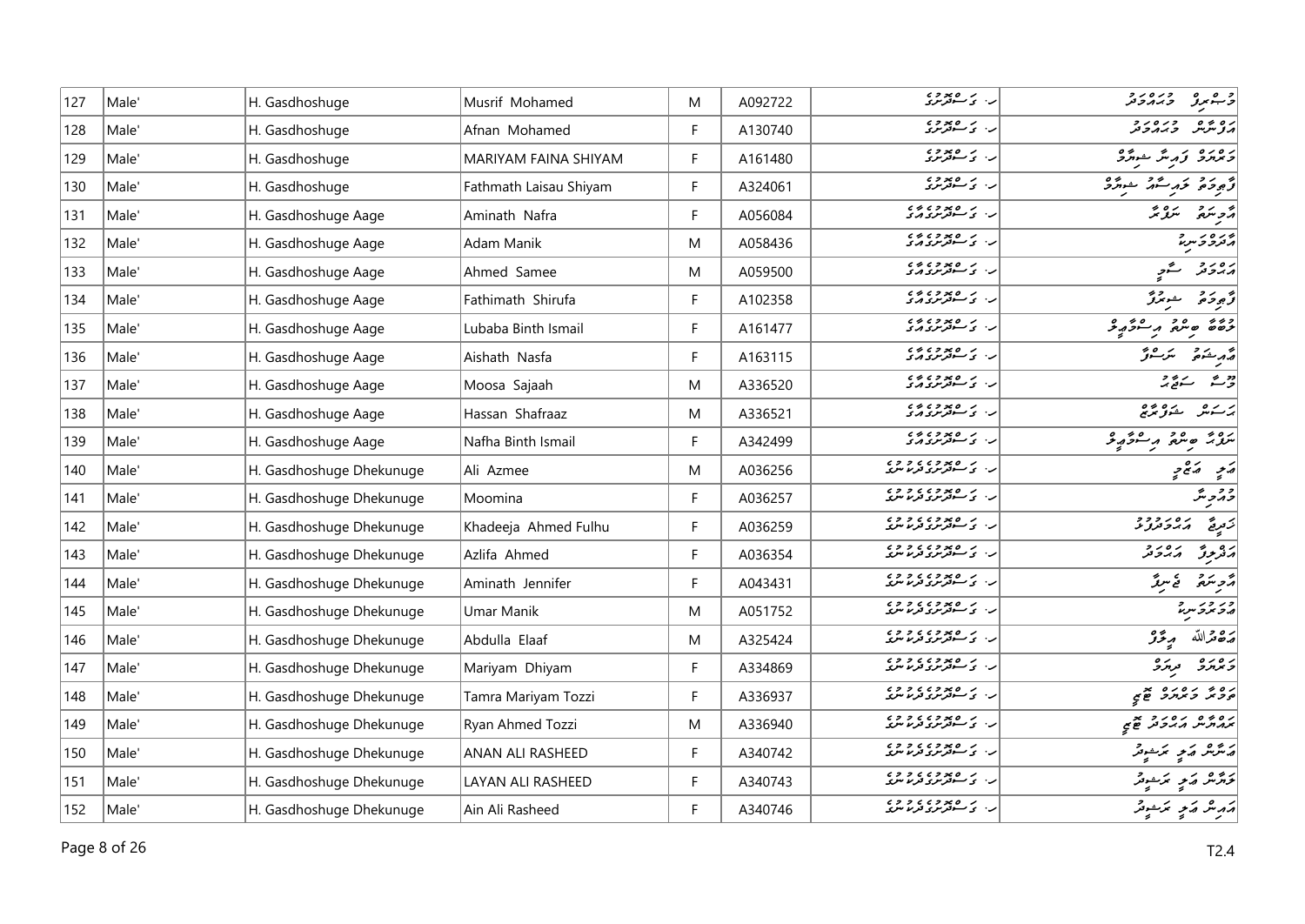| 127 | Male' | H. Gasdhoshuge | Musrif Mohamed | M | A092722 | ހ. ގަސްދޮށުގެ | މުސްރިފް މުހައްމަދު |
|---|---|---|---|---|---|---|---|
| 128 | Male' | H. Gasdhoshuge | Afnan Mohamed | F | A130740 | ހ. ގަސްދޮށުގެ | އަފްނާން މުހައްމަދު |
| 129 | Male' | H. Gasdhoshuge | MARIYAM FAINA SHIYAM | F | A161480 | ހ. ގަސްދޮށުގެ | މަރިޔަމް ފައިނާ ޝިޔާމް |
| 130 | Male' | H. Gasdhoshuge | Fathmath Laisau Shiyam | F | A324061 | ހ. ގަސްދޮށުގެ | ފާތިމަތު ލައިސައު ޝިޔާމް |
| 131 | Male' | H. Gasdhoshuge Aage | Aminath Nafra | F | A056084 | ހ. ގަސްދޮށުގެއާގެ | އާމިނަތު ނަފްރާ |
| 132 | Male' | H. Gasdhoshuge Aage | Adam Manik | M | A058436 | ހ. ގަސްދޮށުގެއާގެ | އާދަމްމަނިކު |
| 133 | Male' | H. Gasdhoshuge Aage | Ahmed Samee | M | A059500 | ހ. ގަސްދޮށުގެއާގެ | އަހުމަދު ސަމީ |
| 134 | Male' | H. Gasdhoshuge Aage | Fathimath Shirufa | F | A102358 | ހ. ގަސްދޮށުގެއާގެ | ފާތިމަތު ޝިރުފާ |
| 135 | Male' | H. Gasdhoshuge Aage | Lubaba Binth Ismail | F | A161477 | ހ. ގަސްދޮށުގެއާގެ | ލުބާބާ ބިންތު އިސްމާއީލް |
| 136 | Male' | H. Gasdhoshuge Aage | Aishath Nasfa | F | A163115 | ހ. ގަސްދޮށުގެއާގެ | އައިޝަތު ނަސްފާ |
| 137 | Male' | H. Gasdhoshuge Aage | Moosa Sajaah | M | A336520 | ހ. ގަސްދޮށުގެއާގެ | މޫސާ ސަޖާހު |
| 138 | Male' | H. Gasdhoshuge Aage | Hassan Shafraaz | M | A336521 | ހ. ގަސްދޮށުގެއާގެ | ހަސަން ޝަފްރާޒް |
| 139 | Male' | H. Gasdhoshuge Aage | Nafha Binth Ismail | F | A342499 | ހ. ގަސްދޮށުގެއާގެ | ނަފްހާ ބިންތު އިސްމާއީލް |
| 140 | Male' | H. Gasdhoshuge Dhekunuge | Ali Azmee | M | A036256 | ހ. ގަސްދޮށުގެދެކުނުގެ | އަލި އަޒުމީ |
| 141 | Male' | H. Gasdhoshuge Dhekunuge | Moomina | F | A036257 | ހ. ގަސްދޮށުގެދެކުނުގެ | މޫމިނާ |
| 142 | Male' | H. Gasdhoshuge Dhekunuge | Khadeeja Ahmed Fulhu | F | A036259 | ހ. ގަސްދޮށުގެދެކުނުގެ | ޚަދީޖާ އަހުމަދުފުޅު |
| 143 | Male' | H. Gasdhoshuge Dhekunuge | Azlifa Ahmed | F | A036354 | ހ. ގަސްދޮށުގެދެކުނުގެ | އަޒްލިފާ އަހުމަދު |
| 144 | Male' | H. Gasdhoshuge Dhekunuge | Aminath Jennifer | F | A043431 | ހ. ގަސްދޮށުގެދެކުނުގެ | އާމިނަތު ޖެނިފާ |
| 145 | Male' | H. Gasdhoshuge Dhekunuge | Umar Manik | M | A051752 | ހ. ގަސްދޮށުގެދެކުނުގެ | އުމަރުމަނިކު |
| 146 | Male' | H. Gasdhoshuge Dhekunuge | Abdulla Elaaf | M | A325424 | ހ. ގަސްދޮށުގެދެކުނުގެ | އަބްދުﷲ އިލާފް |
| 147 | Male' | H. Gasdhoshuge Dhekunuge | Mariyam Dhiyam | F | A334869 | ހ. ގަސްދޮށުގެދެކުނުގެ | މަރިޔަމް ދިޔަމް |
| 148 | Male' | H. Gasdhoshuge Dhekunuge | Tamra Mariyam Tozzi | F | A336937 | ހ. ގަސްދޮށުގެދެކުނުގެ | ތަމްރާ މަރިޔަމް ޓޮޒީ |
| 149 | Male' | H. Gasdhoshuge Dhekunuge | Ryan Ahmed Tozzi | M | A336940 | ހ. ގަސްދޮށުގެދެކުނުގެ | ރަޔާން އަހްމަދު ޓޮޒީ |
| 150 | Male' | H. Gasdhoshuge Dhekunuge | ANAN ALI RASHEED | F | A340742 | ހ. ގަސްދޮށުގެދެކުނުގެ | އަނާން އަލި ރަޝީދު |
| 151 | Male' | H. Gasdhoshuge Dhekunuge | LAYAN ALI RASHEED | F | A340743 | ހ. ގަސްދޮށުގެދެކުނުގެ | ލަޔާން އަލި ރަޝީދު |
| 152 | Male' | H. Gasdhoshuge Dhekunuge | Ain Ali Rasheed | F | A340746 | ހ. ގަސްދޮށުގެދެކުނުގެ | އައިން އަލި ރަޝީދު |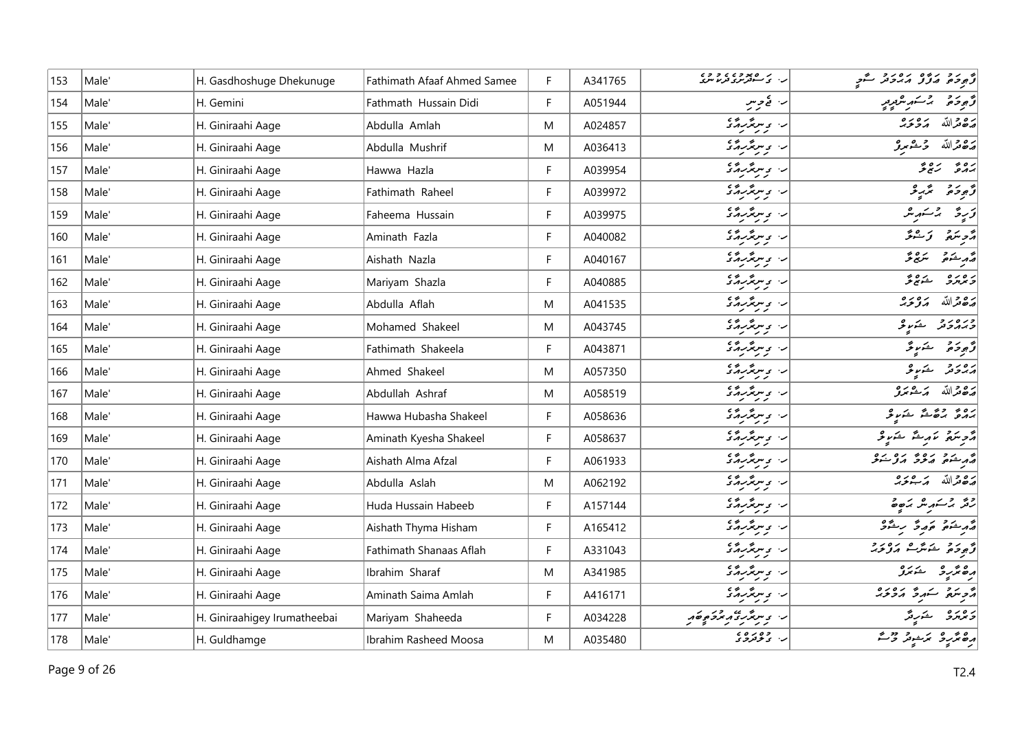| 153 | Male' | H. Gasdhoshuge Dhekunuge | Fathimath Afaaf Ahmed Samee | F | A341765 | ހ. ގަސްދޮށުގެ ދެކުނުގެ | ފާތިމަތު އަފާފް އަޙްމަދު ސަމީ |
|---|---|---|---|---|---|---|---|
| 154 | Male' | H. Gemini | Fathmath Hussain Didi | F | A051944 | ހ. ޖެމިނި | ފާތިމަތު ހުސައިންދީދީ |
| 155 | Male' | H. Giniraahi Aage | Abdulla Amlah | M | A024857 | ހ. ގިނިރާހިއާގެ | އަބްދުﷲ އަމްލަހް |
| 156 | Male' | H. Giniraahi Aage | Abdulla Mushrif | M | A036413 | ހ. ގިނިރާހިއާގެ | އަބްދުﷲ މުޝްރިފް |
| 157 | Male' | H. Giniraahi Aage | Hawwa Hazla | F | A039954 | ހ. ގިނިރާހިއާގެ | ހައްވާ ހަޒްލާ |
| 158 | Male' | H. Giniraahi Aage | Fathimath Raheel | F | A039972 | ހ. ގިނިރާހިއާގެ | ފާތިމަތު ރަހީލް |
| 159 | Male' | H. Giniraahi Aage | Faheema Hussain | F | A039975 | ހ. ގިނިރާހިއާގެ | ފަހީމާ ހުސައިން |
| 160 | Male' | H. Giniraahi Aage | Aminath Fazla | F | A040082 | ހ. ގިނިރާހިއާގެ | އާމިނަތު ފަޟްލާ |
| 161 | Male' | H. Giniraahi Aage | Aishath Nazla | F | A040167 | ހ. ގިނިރާހިއާގެ | އާއިޝަތު ނަޒްލާ |
| 162 | Male' | H. Giniraahi Aage | Mariyam Shazla | F | A040885 | ހ. ގިނިރާހިއާގެ | މަރިޔަމް ޝަޒްލާ |
| 163 | Male' | H. Giniraahi Aage | Abdulla Aflah | M | A041535 | ހ. ގިނިރާހިއާގެ | އަބްދުﷲ އަފްލަހް |
| 164 | Male' | H. Giniraahi Aage | Mohamed Shakeel | M | A043745 | ހ. ގިނިރާހިއާގެ | މުޙައްމަދު ޝަކީލް |
| 165 | Male' | H. Giniraahi Aage | Fathimath Shakeela | F | A043871 | ހ. ގިނިރާހިއާގެ | ފާތިމަތު ޝަކީލާ |
| 166 | Male' | H. Giniraahi Aage | Ahmed Shakeel | M | A057350 | ހ. ގިނިރާހިއާގެ | އަޙްމަދު ޝަކީލް |
| 167 | Male' | H. Giniraahi Aage | Abdullah Ashraf | M | A058519 | ހ. ގިނިރާހިއާގެ | އަބްދުﷲ އަޝްރަފް |
| 168 | Male' | H. Giniraahi Aage | Hawwa Hubasha Shakeel | F | A058636 | ހ. ގިނިރާހިއާގެ | ހައްވާ ހުބާޝާ ޝަކީލް |
| 169 | Male' | H. Giniraahi Aage | Aminath Kyesha Shakeel | F | A058637 | ހ. ގިނިރާހިއާގެ | އާމިނަތު ކައިޝާ ޝަކީލް |
| 170 | Male' | H. Giniraahi Aage | Aishath Alma Afzal | F | A061933 | ހ. ގިނިރާހިއާގެ | އާއިޝަތު އަލްމާ އަފްޒަލް |
| 171 | Male' | H. Giniraahi Aage | Abdulla Aslah | M | A062192 | ހ. ގިނިރާހިއާގެ | އަބްދުﷲ އަސްލަހް |
| 172 | Male' | H. Giniraahi Aage | Huda Hussain Habeeb | F | A157144 | ހ. ގިނިރާހިއާގެ | ހުދާ ހުސައިން ހަބީބު |
| 173 | Male' | H. Giniraahi Aage | Aishath Thyma Hisham | F | A165412 | ހ. ގިނިރާހިއާގެ | އާއިޝަތު ތައިމާ ހިޝާމް |
| 174 | Male' | H. Giniraahi Aage | Fathimath Shanaas Aflah | F | A331043 | ހ. ގިނިރާހިއާގެ | ފާތިމަތު ޝަނާސް އަފްލަހު |
| 175 | Male' | H. Giniraahi Aage | Ibrahim Sharaf | M | A341985 | ހ. ގިނިރާހިއާގެ | އިބްރާހީމް ޝަރަފް |
| 176 | Male' | H. Giniraahi Aage | Aminath Saima Amlah | F | A416171 | ހ. ގިނިރާހިއާގެ | އާމިނަތު ސައިމާ އަމްލަހް |
| 177 | Male' | H. Giniraahigey Irumatheebai | Mariyam Shaheeda | F | A034228 | ހ. ގިނިރާހިގޭ އިރުމަތީބައި | މަރިޔަމް ޝަހީދާ |
| 178 | Male' | H. Guldhamge | Ibrahim Rasheed Moosa | M | A035480 | ހ. ގުލްދަމްގެ | އިބްރާހީމް ރަޝީދު މޫސާ |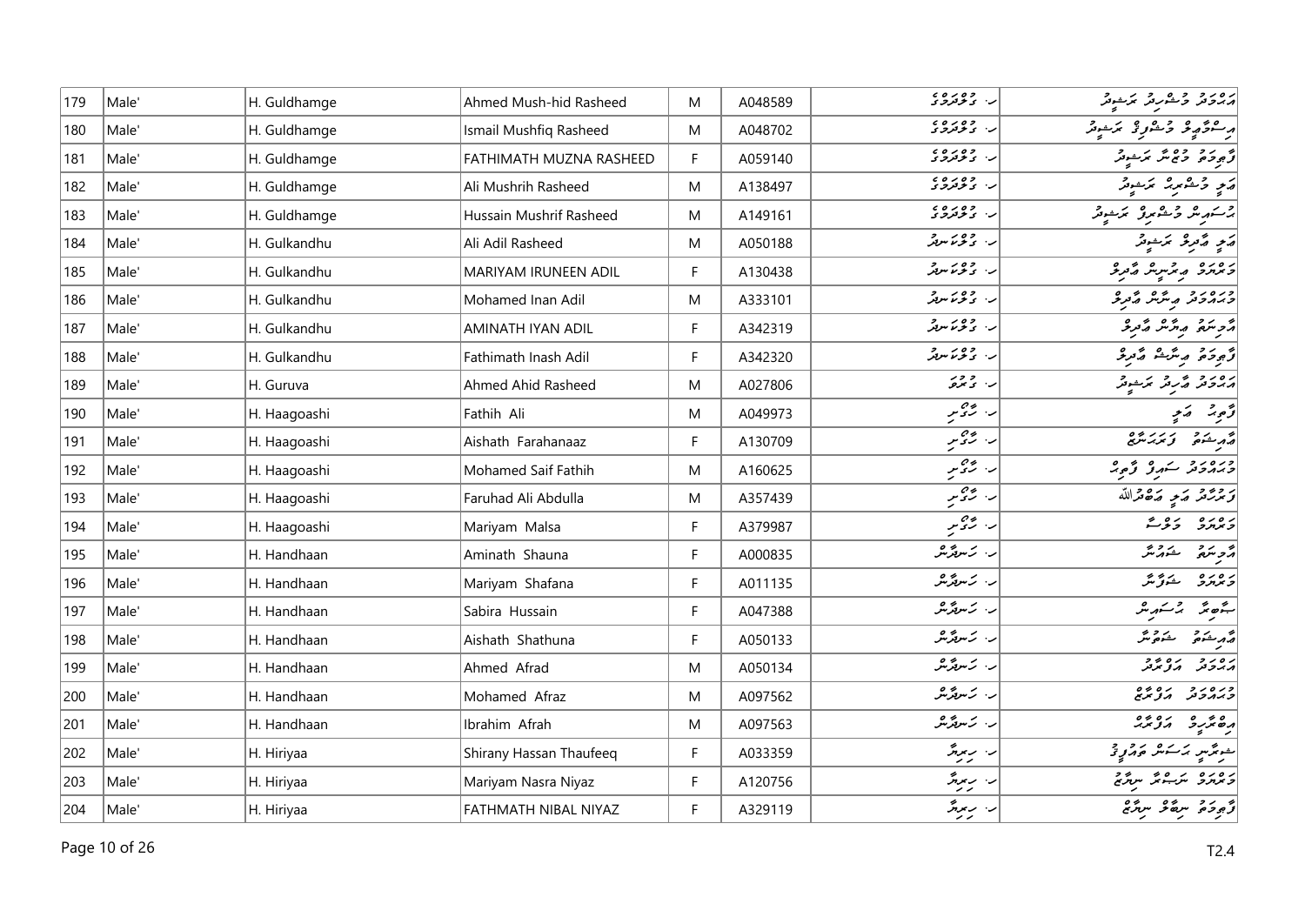| 179 | Male' | H. Guldhamge | Ahmed Mush-hid Rasheed | M | A048589 | ر. وْوِتَرِدْ وْ | أَرْدُوَتْرْ وُشُرِتْرْ بَرَشِيْتْرْ |
|---|---|---|---|---|---|---|---|
| 180 | Male' | H. Guldhamge | Ismail Mushfiq Rasheed | M | A048702 | ر. وْوِتَرِدْ وْ | مِسْمَاعِيلْ وُشْفِقْ بَرَشِيْتْرْ |
| 181 | Male' | H. Guldhamge | FATHIMATH MUZNA RASHEED | F | A059140 | ر. وْوِتَرِدْ وْ | وُّجِرَةْ وُزْنَا بَرَشِيْتْرْ |
| 182 | Male' | H. Guldhamge | Ali Mushrih Rasheed | M | A138497 | ر. وْوِتَرِدْ وْ | أَمِ وُشْرِبْرْ بَرَشِيْتْرْ |
| 183 | Male' | H. Guldhamge | Hussain Mushrif Rasheed | M | A149161 | ر. وْوِتَرِدْ وْ | بُرْسَمِرِشْ وُشْمِرِوْ بَرَشِيْتْرْ |
| 184 | Male' | H. Gulkandhu | Ali Adil Rasheed | M | A050188 | ر. وْوِرَسِرْتْرْ | أَمِ أَتْرِوْ بَرَشِيْتْرْ |
| 185 | Male' | H. Gulkandhu | MARIYAM IRUNEEN ADIL | F | A130438 | ر. وْوِرَسِرْتْرْ | وَبْرُرُوْ مِرْبْرِسِرْ أَتْرِوْ |
| 186 | Male' | H. Gulkandhu | Mohamed Inan Adil | M | A333101 | ر. وْوِرَسِرْتْرْ | وَبَرْدُوَتْرْ مِسَّرْسْ أَتْرِوْ |
| 187 | Male' | H. Gulkandhu | AMINATH IYAN ADIL | F | A342319 | ر. وْوِرَسِرْتْرْ | أَوِسَمَ مِتَرْسْ أَتْرِوْ |
| 188 | Male' | H. Gulkandhu | Fathimath Inash Adil | F | A342320 | ر. وْوِرَسِرْتْرْ | وُّجِرَةْ مِسَّرْشْ أَتْرِوْ |
| 189 | Male' | H. Guruva | Ahmed Ahid Rasheed | M | A027806 | ر. وْبْرُوْ | أَرْدُوَتْرْ أَرِتْرْ بَرَشِيْتْرْ |
| 190 | Male' | H. Haagoashi | Fathih Ali | M | A049973 | ر. رُوْسِرْ | وُّجِرْ أَمِ |
| 191 | Male' | H. Haagoashi | Aishath Farahanaaz | F | A130709 | ر. رُوْسِرْ | أَمِرْشَوْ وَبَرَبَرْشْ |
| 192 | Male' | H. Haagoashi | Mohamed Saif Fathih | M | A160625 | ر. رُوْسِرْ | وَبَرْدُوَتْرْ سَمِرُوْ وُّجِرْ |
| 193 | Male' | H. Haagoashi | Faruhad Ali Abdulla | M | A357439 | ر. رُوْسِرْ | وَبْرُرْتْرْ أَمِ أَرْهُ تْرُاللهُ |
| 194 | Male' | H. Haagoashi | Mariyam Malsa | F | A379987 | ر. رُوْسِرْ | وَبْرُرُوْ وَوْسُّ |
| 195 | Male' | H. Handhaan | Aminath Shauna | F | A000835 | ر. رَسِرْتَرْشْ | أَوِسَمَ شَوَرْسْ |
| 196 | Male' | H. Handhaan | Mariyam Shafana | F | A011135 | ر. رَسِرْتَرْشْ | وَبْرُرُوْ شَوَرْسْ |
| 197 | Male' | H. Handhaan | Sabira Hussain | F | A047388 | ر. رَسِرْتَرْشْ | سُوَبْرُ بُرْسَمِرِشْ |
| 198 | Male' | H. Handhaan | Aishath Shathuna | F | A050133 | ر. رَسِرْتَرْشْ | أَمِرْشَوْ شَوْجِرْ |
| 199 | Male' | H. Handhaan | Ahmed Afrad | M | A050134 | ر. رَسِرْتَرْشْ | أَرْدُوَتْرْ أَوْبَرْتْرْ |
| 200 | Male' | H. Handhaan | Mohamed Afraz | M | A097562 | ر. رَسِرْتَرْشْ | وَبَرْدُوَتْرْ أَوْبَرْجْ |
| 201 | Male' | H. Handhaan | Ibrahim Afrah | M | A097563 | ر. رَسِرْتَرْشْ | مِرْهُبَرِوْ أَوْبَرْرْ |
| 202 | Male' | H. Hiriyaa | Shirany Hassan Thaufeeq | F | A033359 | ر. رِبِرِدْ | شِبْرَسِ بَرَسَسْ وَدْوِيْقْ |
| 203 | Male' | H. Hiriyaa | Mariyam Nasra Niyaz | F | A120756 | ر. رِبِرِدْ | وَبْرُرُوْ سَرْسُبْرُ سِرْتَرْجْ |
| 204 | Male' | H. Hiriyaa | FATHMATH NIBAL NIYAZ | F | A329119 | ر. رِبِرِدْ | وُّجِرَةْ سِرْهُوْ سِرْتَرْجْ |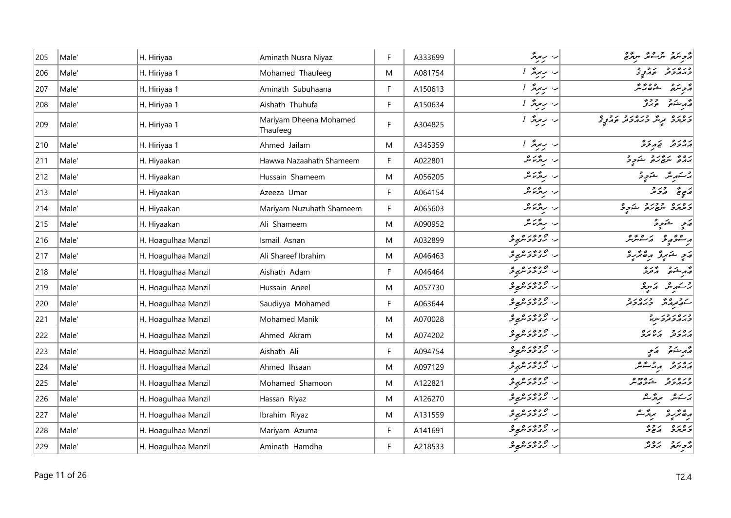| 205 | Male' | H. Hiriyaa | Aminath Nusra Niyaz | F | A333699 | ހ. ހިރިޔާ | އާމިނަތު ނުސްރާ ނިޔާޒް |
|---|---|---|---|---|---|---|---|
| 206 | Male' | H. Hiriyaa 1 | Mohamed Thaufeeg | M | A081754 | ހ. ހިރިޔާ 1 | މުހައްމަދު ތައުފީޤު |
| 207 | Male' | H. Hiriyaa 1 | Aminath Subuhaana | F | A150613 | ހ. ހިރިޔާ 1 | އާމިނަތު ސުބުހާނާ |
| 208 | Male' | H. Hiriyaa 1 | Aishath Thuhufa | F | A150634 | ހ. ހިރިޔާ 1 | އައިޝަތު ތުހުފާ |
| 209 | Male' | H. Hiriyaa 1 | Mariyam Dheena Mohamed Thaufeeg | F | A304825 | ހ. ހިރިޔާ 1 | މަރިޔަމް ދީނާ މުހައްމަދު ތައުފީޤު |
| 210 | Male' | H. Hiriyaa 1 | Ahmed Jailam | M | A345359 | ހ. ހިރިޔާ 1 | އަޙްމަދު ޖައިލަމް |
| 211 | Male' | H. Hiyaakan | Hawwa Nazaahath Shameem | F | A022801 | ހ. ހިޔާކަން | ހައްވާ ނަޒާހަތު ޝަމީމް |
| 212 | Male' | H. Hiyaakan | Hussain Shameem | M | A056205 | ހ. ހިޔާކަން | ހުސައިން ޝަމީމް |
| 213 | Male' | H. Hiyaakan | Azeeza Umar | F | A064154 | ހ. ހިޔާކަން | އަޒީޒާ އުމަރު |
| 214 | Male' | H. Hiyaakan | Mariyam Nuzuhath Shameem | F | A065603 | ހ. ހިޔާކަން | މަރިޔަމް ނުޒުހަތު ޝަމީމް |
| 215 | Male' | H. Hiyaakan | Ali Shameem | M | A090952 | ހ. ހިޔާކަން | އަލި ޝަމީމް |
| 216 | Male' | H. Hoagulhaa Manzil | Ismail Asnan | M | A032899 | ހ. ހޯގުޅާމަންޒިލް | އިސްމާއިލް އަސްނާން |
| 217 | Male' | H. Hoagulhaa Manzil | Ali Shareef Ibrahim | M | A046463 | ހ. ހޯގުޅާމަންޒިލް | އަލި ޝަރީފް އިބްރާހިމް |
| 218 | Male' | H. Hoagulhaa Manzil | Aishath Adam | F | A046464 | ހ. ހޯގުޅާމަންޒިލް | އައިޝަތު އާދަމް |
| 219 | Male' | H. Hoagulhaa Manzil | Hussain Aneel | M | A057730 | ހ. ހޯގުޅާމަންޒިލް | ހުސައިން އަނީލް |
| 220 | Male' | H. Hoagulhaa Manzil | Saudiyya Mohamed | F | A063644 | ހ. ހޯގުޅާމަންޒިލް | ސައުދިއްޔާ މުހައްމަދު |
| 221 | Male' | H. Hoagulhaa Manzil | Mohamed Manik | M | A070028 | ހ. ހޯގުޅާމަންޒިލް | މުހައްމަދުމަނިކު |
| 222 | Male' | H. Hoagulhaa Manzil | Ahmed Akram | M | A074202 | ހ. ހޯގުޅާމަންޒިލް | އަޙްމަދު އަކްރަމް |
| 223 | Male' | H. Hoagulhaa Manzil | Aishath Ali | F | A094754 | ހ. ހޯގުޅާމަންޒިލް | އައިޝަތު އަލި |
| 224 | Male' | H. Hoagulhaa Manzil | Ahmed Ihsaan | M | A097129 | ހ. ހޯގުޅާމަންޒިލް | އަޙްމަދު އިޙްސާން |
| 225 | Male' | H. Hoagulhaa Manzil | Mohamed Shamoon | M | A122821 | ހ. ހޯގުޅާމަންޒިލް | މުހައްމަދު ޝަމޫން |
| 226 | Male' | H. Hoagulhaa Manzil | Hassan Riyaz | M | A126270 | ހ. ހޯގުޅާމަންޒިލް | ހަސަން ރިޔާޒް |
| 227 | Male' | H. Hoagulhaa Manzil | Ibrahim Riyaz | M | A131559 | ހ. ހޯގުޅާމަންޒިލް | އިބްރާހިމް ރިޔާޒް |
| 228 | Male' | H. Hoagulhaa Manzil | Mariyam Azuma | F | A141691 | ހ. ހޯގުޅާމަންޒިލް | މަރިޔަމް އަޒުމާ |
| 229 | Male' | H. Hoagulhaa Manzil | Aminath Hamdha | F | A218533 | ހ. ހޯގުޅާމަންޒިލް | އާމިނަތު ހަމްދާ |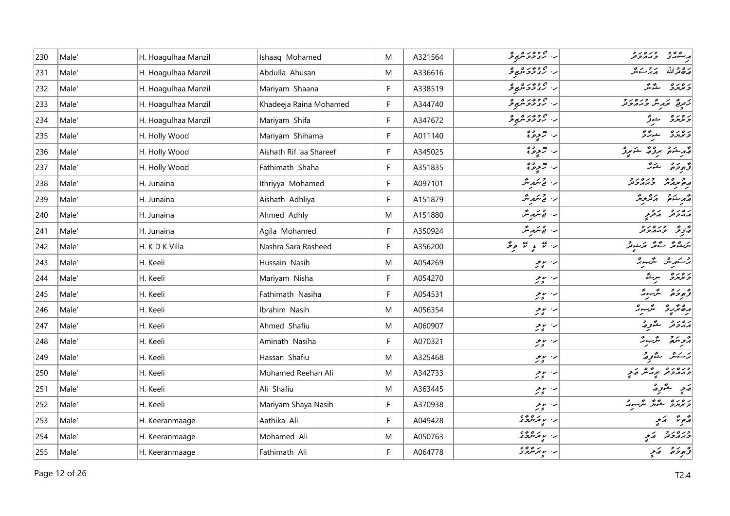| 230 | Male' | H. Hoagulhaa Manzil | Ishaaq Mohamed | M | A321564 | ر. ށޯގުޅާމަންޒިލް | އިސްހާޤު މުހައްމަދު |
|---|---|---|---|---|---|---|---|
| 231 | Male' | H. Hoagulhaa Manzil | Abdulla Ahusan | M | A336616 | ހ. ހޯގުޅާމަންޒިލް | އަބްދުﷲ އަޙްސަން |
| 232 | Male' | H. Hoagulhaa Manzil | Mariyam Shaana | F | A338519 | ހ. ހޯގުޅާމަންޒިލް | މަރިޔަމް ޝާނާ |
| 233 | Male' | H. Hoagulhaa Manzil | Khadeeja Raina Mohamed | F | A344740 | ހ. ހޯގުޅާމަންޒިލް | ޚަދީޖާ ރައިނާ މުހައްމަދު |
| 234 | Male' | H. Hoagulhaa Manzil | Mariyam Shifa | F | A347672 | ހ. ހޯގުޅާމަންޒިލް | މަރިޔަމް ޝިފާ |
| 235 | Male' | H. Holly Wood | Mariyam Shihama | F | A011140 | ހ. ހޮލީވުޑް | މަރިޔަމް ޝިހާމާ |
| 236 | Male' | H. Holly Wood | Aishath Rif 'aa Shareef | F | A345025 | ހ. ހޮލީވުޑް | އައިޝަތު ރިފްޢާ ޝަރީފް |
| 237 | Male' | H. Holly Wood | Fathimath Shaha | F | A351835 | ހ. ހޮލީވުޑް | ފާތިމަތު ޝަހާ |
| 238 | Male' | H. Junaina | Ithriyya Mohamed | F | A097101 | ހ. ޖުނައިނާ | އިތުރިއްޔާ މުހައްމަދު |
| 239 | Male' | H. Junaina | Aishath Adhliya | F | A151879 | ހ. ޖުނައިނާ | އައިޝަތު އަދުލިޔާ |
| 240 | Male' | H. Junaina | Ahmed Adhly | M | A151880 | ހ. ޖުނައިނާ | އަހުމަދު އަދުލީ |
| 241 | Male' | H. Junaina | Agila Mohamed | F | A350924 | ހ. ޖުނައިނާ | އާޤިލާ މުހައްމަދު |
| 242 | Male' | H. K D K Villa | Nashra Sara Rasheed | F | A356200 | ހ. ކޭ ޑީ ކޭ ވިލާ | ނަޝްރާ ސާރާ ރަޝީދު |
| 243 | Male' | H. Keeli | Hussain Nasih | M | A054269 | ހ. ކީލި | ހުސައިން ނާސިހު |
| 244 | Male' | H. Keeli | Mariyam Nisha | F | A054270 | ހ. ކީލި | މަރިޔަމް ނިޝާ |
| 245 | Male' | H. Keeli | Fathimath Nasiha | F | A054531 | ހ. ކީލި | ފާތިމަތު ނާސިހާ |
| 246 | Male' | H. Keeli | Ibrahim Nasih | M | A056354 | ހ. ކީލި | އިބްރާހިމް ނާސިހު |
| 247 | Male' | H. Keeli | Ahmed Shafiu | M | A060907 | ހ. ކީލި | އަހުމަދު ޝާފިއު |
| 248 | Male' | H. Keeli | Aminath Nasiha | F | A070321 | ހ. ކީލި | އާމިނަތު ނާސިހާ |
| 249 | Male' | H. Keeli | Hassan Shafiu | M | A325468 | ހ. ކީލި | ހަސަން ޝާފިއު |
| 250 | Male' | H. Keeli | Mohamed Reehan Ali | M | A342733 | ހ. ކީލި | މުހައްމަދު ރީހާން އަލި |
| 251 | Male' | H. Keeli | Ali Shafiu | M | A363445 | ހ. ކީލި | އަލި ޝާފިއު |
| 252 | Male' | H. Keeli | Mariyam Shaya Nasih | F | A370938 | ހ. ކީލި | މަރިޔަމް ޝާޔާ ނާސިހު |
| 253 | Male' | H. Keeranmaage | Aathika Ali | F | A049428 | ހ. ކީރަންމާގެ | އާތިކާ އަލި |
| 254 | Male' | H. Keeranmaage | Mohamed Ali | M | A050763 | ހ. ކީރަންމާގެ | މުހައްމަދު އަލި |
| 255 | Male' | H. Keeranmaage | Fathimath Ali | F | A064778 | ހ. ކީރަންމާގެ | ފާތިމަތު އަލި |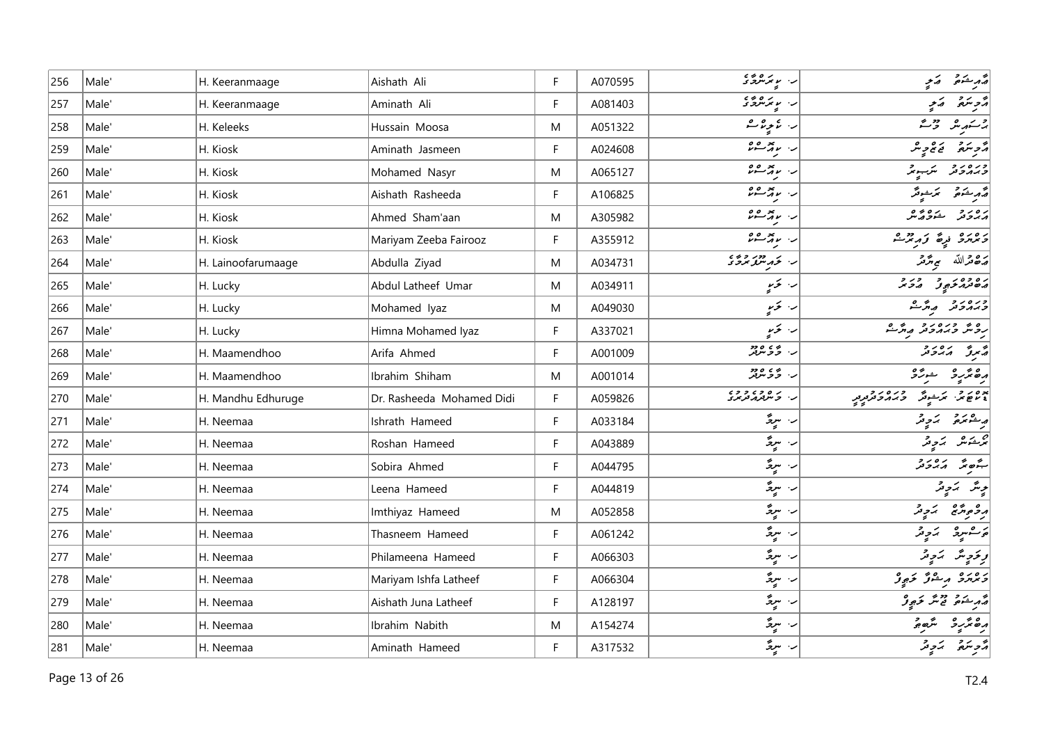| 256 | Male' | H. Keeranmaage | Aishath Ali | F | A070595 | ر. ބިރަންމާގެ | ޢާއިޝަތު ޢަލި |
|---|---|---|---|---|---|---|---|
| 257 | Male' | H. Keeranmaage | Aminath Ali | F | A081403 | ر. ބިރަންމާގެ | އާމިނަތު ޢަލި |
| 258 | Male' | H. Keleeks | Hussain Moosa | M | A051322 | ر. ކެލީކްސް | ހުސައިން މޫސާ |
| 259 | Male' | H. Kiosk | Aminath Jasmeen | F | A024608 | ر. ކިއޮސްކް | އާމިނަތު ޖަސްމީން |
| 260 | Male' | H. Kiosk | Mohamed Nasyr | M | A065127 | ر. ކިއޮސްކް | މުހައްމަދު ނަސިރު |
| 261 | Male' | H. Kiosk | Aishath Rasheeda | F | A106825 | ر. ކިއޮސްކް | ޢާއިޝަތު ރަޝީދާ |
| 262 | Male' | H. Kiosk | Ahmed Sham'aan | M | A305982 | ر. ކިއޮސްކް | އަހުމަދު ޝަމްއާން |
| 263 | Male' | H. Kiosk | Mariyam Zeeba Fairooz | F | A355912 | ر. ކިއޮސްކް | މަރިޔަމް ޒީބާ ފައިރޫޒް |
| 264 | Male' | H. Lainoofarumaage | Abdulla Ziyad | M | A034731 | ر. ލައިނޫފަރުމާގެ | އަބްދުﷲ ޒިޔާދު |
| 265 | Male' | H. Lucky | Abdul Latheef Umar | M | A034911 | ر. ލަކީ | އަބްދުއްލަޠީފް ޢުމަރު |
| 266 | Male' | H. Lucky | Mohamed Iyaz | M | A049030 | ر. ލަކީ | މުހައްމަދު އިޔާޒް |
| 267 | Male' | H. Lucky | Himna Mohamed Iyaz | F | A337021 | ر. ލަކީ | ހިމްނާ މުހައްމަދު އިޔާޒް |
| 268 | Male' | H. Maamendhoo | Arifa Ahmed | F | A001009 | ر. މާމެންދޫ | އާރިފާ އަހުމަދު |
| 269 | Male' | H. Maamendhoo | Ibrahim Shiham | M | A001014 | ر. މާމެންދޫ | އިބްރާހީމް ޝިހާމް |
| 270 | Male' | H. Mandhu Edhuruge | Dr. Rasheeda Mohamed Didi | F | A059826 | ر. މަންދުއެދުރުގެ | ޑޮކްޓަރ. ރަޝީދާ މުހައްމަދުދީދީ |
| 271 | Male' | H. Neemaa | Ishrath Hameed | F | A033184 | ر. ނީމާ | އިޝްރަތު ހަމީދު |
| 272 | Male' | H. Neemaa | Roshan Hameed | F | A043889 | ر. ނީމާ | ރޯޝަން ހަމީދު |
| 273 | Male' | H. Neemaa | Sobira Ahmed | F | A044795 | ر. ނީމާ | ޞާބިރާ އަހުމަދު |
| 274 | Male' | H. Neemaa | Leena Hameed | F | A044819 | ر. ނީމާ | ލީނާ ހަމީދު |
| 275 | Male' | H. Neemaa | Imthiyaz Hameed | M | A052858 | ر. ނީމާ | އިމްތިޔާޒް ހަމީދު |
| 276 | Male' | H. Neemaa | Thasneem Hameed | F | A061242 | ر. ނީމާ | ތަސްނީމް ހަމީދު |
| 277 | Male' | H. Neemaa | Philameena Hameed | F | A066303 | ر. ނީމާ | ފިލަމީނާ ހަމީދު |
| 278 | Male' | H. Neemaa | Mariyam Ishfa Latheef | F | A066304 | ر. ނީމާ | މަރިޔަމް އިޝްފާ ލަޠީފް |
| 279 | Male' | H. Neemaa | Aishath Juna Latheef | F | A128197 | ر. ނީމާ | ޢާއިޝަތު ޖޫނާ ލަޠީފް |
| 280 | Male' | H. Neemaa | Ibrahim Nabith | M | A154274 | ر. ނީމާ | އިބްރާހީމް ނާބިތު |
| 281 | Male' | H. Neemaa | Aminath Hameed | F | A317532 | ر. ނީމާ | އާމިނަތު ހަމީދު |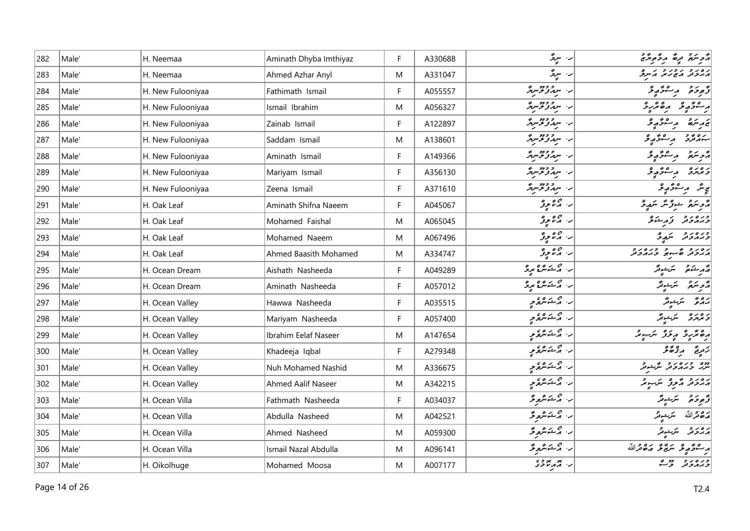| 282 | Male' | H. Neemaa | Aminath Dhyba Imthiyaz | F | A330688 | ހ. ނީމާ | އާމިނަތު ދިޔބާ އިމްތިޔާޒު |
|---|---|---|---|---|---|---|---|
| 283 | Male' | H. Neemaa | Ahmed Azhar Anyl | M | A331047 | ހ. ނީމާ | އަޙްމަދު އަޒްހަރު އަނިލް |
| 284 | Male' | H. New Fulooniyaa | Fathimath Ismail | F | A055557 | ހ. ނިއުފުލޫނިޔާ | ފާތިމަތު އިސްމާޢީލު |
| 285 | Male' | H. New Fulooniyaa | Ismail Ibrahim | M | A056327 | ހ. ނިއުފުލޫނިޔާ | އިސްމާޢީލު އިބްރާހީމް |
| 286 | Male' | H. New Fulooniyaa | Zainab Ismail | F | A122897 | ހ. ނިއުފުލޫނިޔާ | ޒައިނަބު އިސްމާޢީލު |
| 287 | Male' | H. New Fulooniyaa | Saddam Ismail | M | A138601 | ހ. ނިއުފުލޫނިޔާ | ސައްދާމް އިސްމާޢީލު |
| 288 | Male' | H. New Fulooniyaa | Aminath Ismail | F | A149366 | ހ. ނިއުފުލޫނިޔާ | އާމިނަތު އިސްމާޢީލު |
| 289 | Male' | H. New Fulooniyaa | Mariyam Ismail | F | A356130 | ހ. ނިއުފުލޫނިޔާ | މަރިޔަމް އިސްމާޢީލު |
| 290 | Male' | H. New Fulooniyaa | Zeena Ismail | F | A371610 | ހ. ނިއުފުލޫނިޔާ | ޒީނާ އިސްމާޢީލު |
| 291 | Male' | H. Oak Leaf | Aminath Shifna Naeem | F | A045067 | ހ. އޯކްލީފް | އާމިނަތު ޝިފްނާ ނައީމް |
| 292 | Male' | H. Oak Leaf | Mohamed Faishal | M | A065045 | ހ. އޯކްލީފް | މުޙައްމަދު ފައިޝަލް |
| 293 | Male' | H. Oak Leaf | Mohamed Naeem | M | A067496 | ހ. އޯކްލީފް | މުޙައްމަދު ނައީމް |
| 294 | Male' | H. Oak Leaf | Ahmed Baasith Mohamed | M | A334747 | ހ. އޯކްލީފް | އަޙްމަދު ބާސިތު މުޙައްމަދު |
| 295 | Male' | H. Ocean Dream | Aishath Nasheeda | F | A049289 | ހ. އޯޝަންޑްރީމް | އާއިޝަތު ނަޝީދާ |
| 296 | Male' | H. Ocean Dream | Aminath Nasheeda | F | A057012 | ހ. އޯޝަންޑްރީމް | އާމިނަތު ނަޝީދާ |
| 297 | Male' | H. Ocean Valley | Hawwa Nasheeda | F | A035515 | ހ. އޯޝަންވެލީ | ހައްވާ ނަޝީދާ |
| 298 | Male' | H. Ocean Valley | Mariyam Nasheeda | F | A057400 | ހ. އޯޝަންވެލީ | މަރިޔަމް ނަޝީދާ |
| 299 | Male' | H. Ocean Valley | Ibrahim Eelaf Naseer | M | A147654 | ހ. އޯޝަންވެލީ | އިބްރާހީމް އީލާފް ނަސީރު |
| 300 | Male' | H. Ocean Valley | Khadeeja Iqbal | F | A279348 | ހ. އޯޝަންވެލީ | ޚަދީޖާ އިքބާލް |
| 301 | Male' | H. Ocean Valley | Nuh Mohamed Nashid | M | A336675 | ހ. އޯޝަންވެލީ | ނޫޙް މުޙައްމަދު ނާޝިދު |
| 302 | Male' | H. Ocean Valley | Ahmed Aalif Naseer | M | A342215 | ހ. އޯޝަންވެލީ | އަޙްމަދު އާލިފް ނަސީރު |
| 303 | Male' | H. Ocean Villa | Fathmath Nasheeda | F | A034037 | ހ. އޯޝަންވިލާ | ފާތިމަތު ނަޝީދާ |
| 304 | Male' | H. Ocean Villa | Abdulla Nasheed | M | A042521 | ހ. އޯޝަންވިލާ | އަބްދުއްﷲ ނަޝީދު |
| 305 | Male' | H. Ocean Villa | Ahmed Nasheed | M | A059300 | ހ. އޯޝަންވިލާ | އަޙްމަދު ނަޝީދު |
| 306 | Male' | H. Ocean Villa | Ismail Nazal Abdulla | M | A096141 | ހ. އޯޝަންވިލާ | އިސްމާޢީލް ނަޒާލް އަބްދުﷲ |
| 307 | Male' | H. Oikolhuge | Mohamed Moosa | M | A007177 | ހ. އޮއިކޮޅުގެ | މުޙައްމަދު މޫސާ |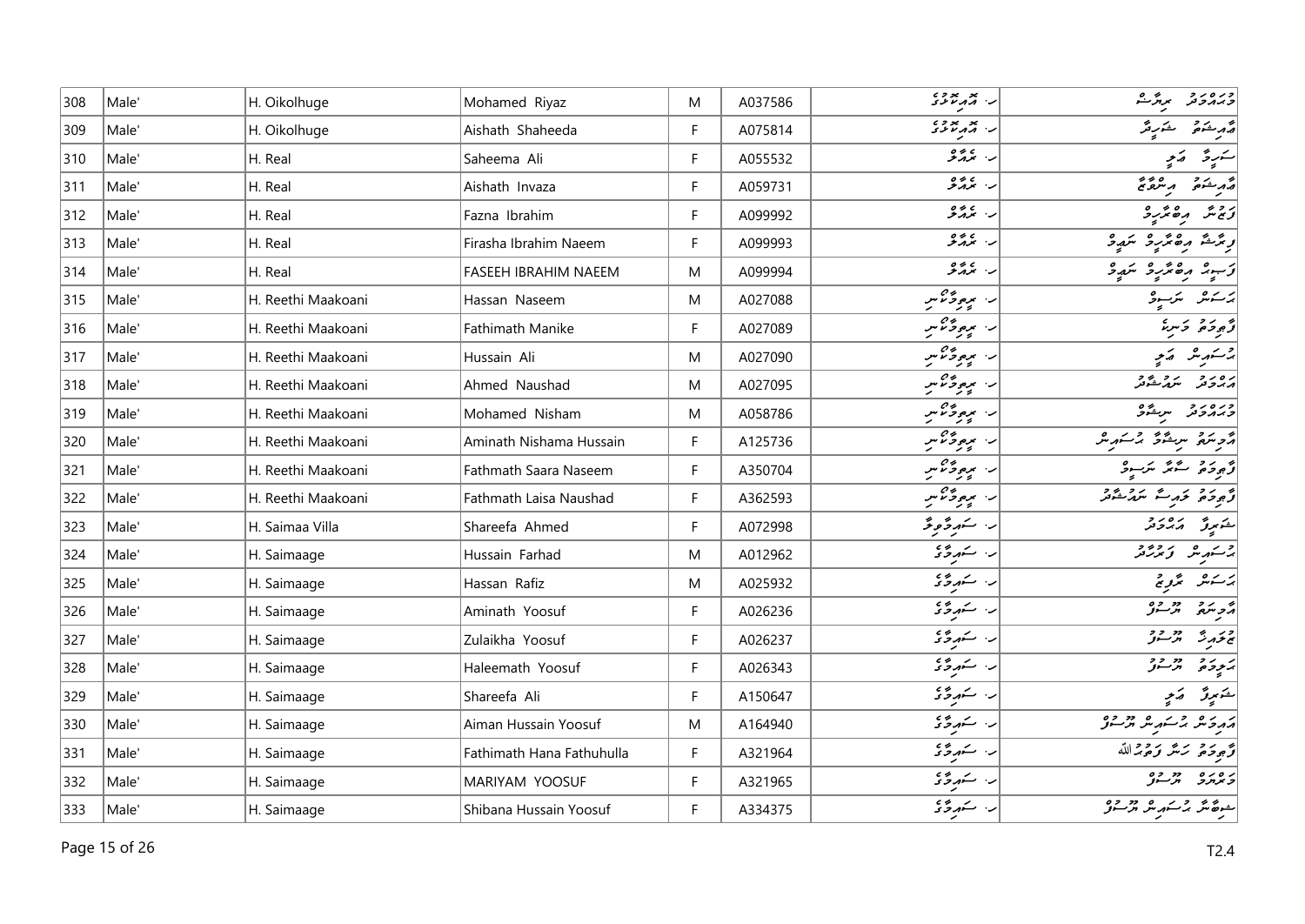| 308 | Male' | H. Oikolhuge | Mohamed Riyaz | M | A037586 | ر. ޢއިކޮޅުގެ | މުހައްމަދު ރިޔާޒް |
|---|---|---|---|---|---|---|---|
| 309 | Male' | H. Oikolhuge | Aishath Shaheeda | F | A075814 | ر. ޢއިކޮޅުގެ | އައިޝަތު ޝަހީދާ |
| 310 | Male' | H. Real | Saheema Ali | F | A055532 | ر. ރިއަލް | ސަހީމާ ޢަލީ |
| 311 | Male' | H. Real | Aishath Invaza | F | A059731 | ر. ރިއަލް | އައިޝަތު އިންވަޒާ |
| 312 | Male' | H. Real | Fazna Ibrahim | F | A099992 | ر. ރިއަލް | ފަޒްނާ އިބްރާހީމް |
| 313 | Male' | H. Real | Firasha Ibrahim Naeem | F | A099993 | ر. ރިއަލް | ފިރާޝާ އިބްރާހީމް ނައީމް |
| 314 | Male' | H. Real | FASEEH IBRAHIM NAEEM | M | A099994 | ر. ރިއަލް | ފަސީހު އިބްރާހީމް ނައީމް |
| 315 | Male' | H. Reethi Maakoani | Hassan Naseem | M | A027088 | ر. ރީތިމާކޯނި | ހަސަން ނަސީމް |
| 316 | Male' | H. Reethi Maakoani | Fathimath Manike | F | A027089 | ر. ރީތިމާކޯނި | ފާތިމަތު މަނިކެ |
| 317 | Male' | H. Reethi Maakoani | Hussain Ali | M | A027090 | ر. ރީތިމާކޯނި | ހުސައިން ޢަލީ |
| 318 | Male' | H. Reethi Maakoani | Ahmed Naushad | M | A027095 | ر. ރީތިމާކޯނި | އަޙްމަދު ނައުޝާދު |
| 319 | Male' | H. Reethi Maakoani | Mohamed Nisham | M | A058786 | ر. ރީތިމާކޯނި | މުހައްމަދު ނިޝާމް |
| 320 | Male' | H. Reethi Maakoani | Aminath Nishama Hussain | F | A125736 | ر. ރީތިމާކޯނި | އާމިނަތު ނިޝާމާ ހުސައިން |
| 321 | Male' | H. Reethi Maakoani | Fathmath Saara Naseem | F | A350704 | ر. ރީތިމާކޯނި | ފާތިމަތު ސާރާ ނަސީމް |
| 322 | Male' | H. Reethi Maakoani | Fathmath Laisa Naushad | F | A362593 | ر. ރީތިމާކޯނި | ފާތިމަތު ލައިސާ ނައުޝާދު |
| 323 | Male' | H. Saimaa Villa | Shareefa Ahmed | F | A072998 | ر. ސައިމާވިލާ | ޝަރީފާ އަޙްމަދު |
| 324 | Male' | H. Saimaage | Hussain Farhad | M | A012962 | ر. ސައިމާގެ | ހުސައިން ފަރުހާދު |
| 325 | Male' | H. Saimaage | Hassan Rafiz | M | A025932 | ر. ސައިމާގެ | ހަސަން ރާފިޒު |
| 326 | Male' | H. Saimaage | Aminath Yoosuf | F | A026236 | ر. ސައިމާގެ | އާމިނަތު ޔޫސުފް |
| 327 | Male' | H. Saimaage | Zulaikha Yoosuf | F | A026237 | ر. ސައިމާގެ | ޒުލައިޚާ ޔޫސުފް |
| 328 | Male' | H. Saimaage | Haleemath Yoosuf | F | A026343 | ر. ސައިމާގެ | ހަލީމަތު ޔޫސުފް |
| 329 | Male' | H. Saimaage | Shareefa Ali | F | A150647 | ر. ސައިމާގެ | ޝަރީފާ ޢަލީ |
| 330 | Male' | H. Saimaage | Aiman Hussain Yoosuf | M | A164940 | ر. ސައިމާގެ | އައިމަން ހުސައިން ޔޫސުފް |
| 331 | Male' | H. Saimaage | Fathimath Hana Fathuhulla | F | A321964 | ر. ސައިމާގެ | ފާތިމަތު ހަނާ ފަތުހުﷲ |
| 332 | Male' | H. Saimaage | MARIYAM YOOSUF | F | A321965 | ر. ސައިމާގެ | މަރިޔަމް ޔޫސުފް |
| 333 | Male' | H. Saimaage | Shibana Hussain Yoosuf | F | A334375 | ر. ސައިމާގެ | ޝިބާނާ ހުސައިން ޔޫސުފް |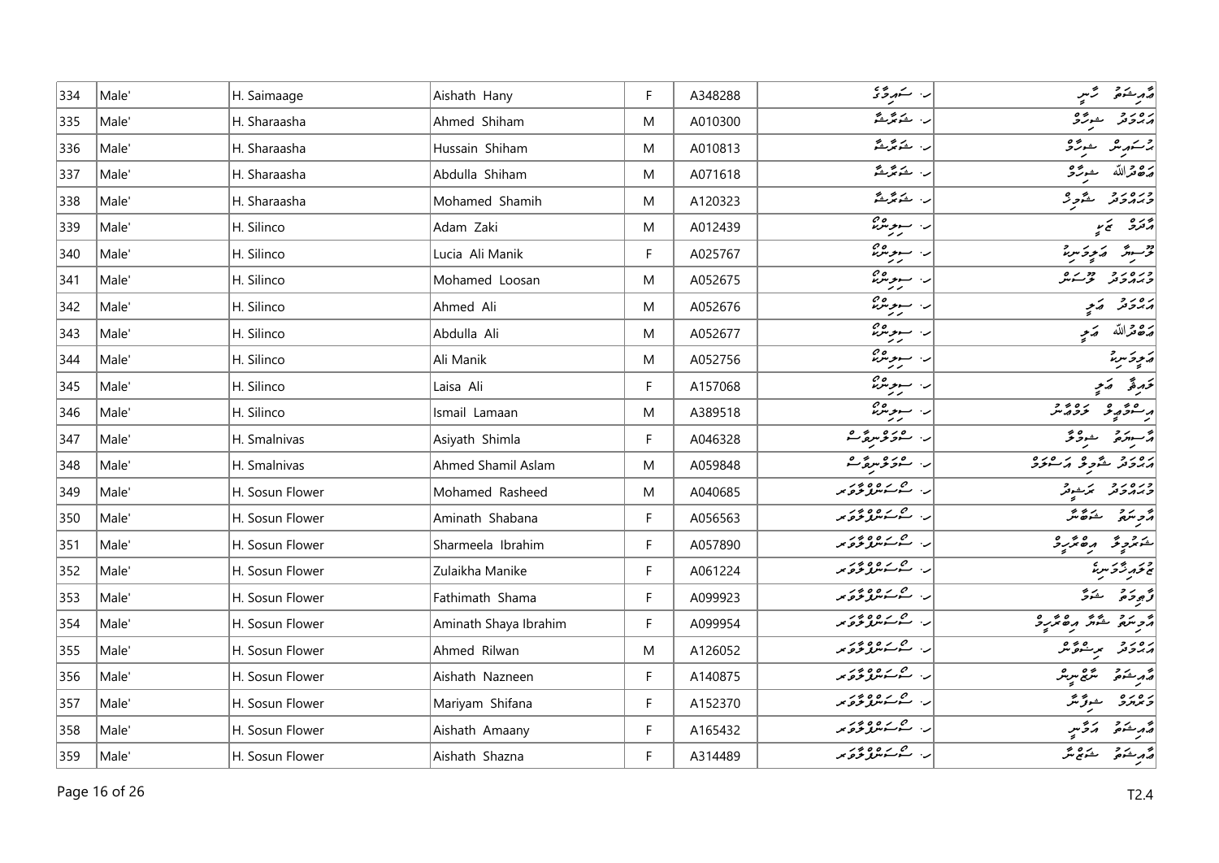| 334 | Male' | H. Saimaage | Aishath Hany | F | A348288 | ހ. ސައިމާގެ | އާއިޝަތު ހާނީ |
|---|---|---|---|---|---|---|---|
| 335 | Male' | H. Sharaasha | Ahmed Shiham | M | A010300 | ހ. ޝަރާޝާ | އަޙްމަދު ޝިހާމް |
| 336 | Male' | H. Sharaasha | Hussain Shiham | M | A010813 | ހ. ޝަރާޝާ | ޙުސައިން ޝިހާމް |
| 337 | Male' | H. Sharaasha | Abdulla Shiham | M | A071618 | ހ. ޝަރާޝާ | އަބްދުﷲ ޝިހާމް |
| 338 | Male' | H. Sharaasha | Mohamed Shamih | M | A120323 | ހ. ޝަރާޝާ | މުޙައްމަދު ޝާމިހު |
| 339 | Male' | H. Silinco | Adam Zaki | M | A012439 | ހ. ސިލިންކޯ | އާދަމް ޒަކީ |
| 340 | Male' | H. Silinco | Lucia Ali Manik | F | A025767 | ހ. ސިލިންކޯ | ލޫސިއާ އަލިމަނިކު |
| 341 | Male' | H. Silinco | Mohamed Loosan | M | A052675 | ހ. ސިލިންކޯ | މުޙައްމަދު ލޫސަން |
| 342 | Male' | H. Silinco | Ahmed Ali | M | A052676 | ހ. ސިލިންކޯ | އަޙްމަދު އަލި |
| 343 | Male' | H. Silinco | Abdulla Ali | M | A052677 | ހ. ސިލިންކޯ | އަބްދުﷲ އަލި |
| 344 | Male' | H. Silinco | Ali Manik | M | A052756 | ހ. ސިލިންކޯ | އަލިމަނިކު |
| 345 | Male' | H. Silinco | Laisa Ali | F | A157068 | ހ. ސިލިންކޯ | ލައިސާ އަލި |
| 346 | Male' | H. Silinco | Ismail Lamaan | M | A389518 | ހ. ސިލިންކޯ | އިސްމާޢީލް ލަމްޢާން |
| 347 | Male' | H. Smalnivas | Asiyath Shimla | F | A046328 | ހ. ސްމަލްނިވާސް | އާސިޔަތު ޝިމްލާ |
| 348 | Male' | H. Smalnivas | Ahmed Shamil Aslam | M | A059848 | ހ. ސްމަލްނިވާސް | އަޙްމަދު ޝާމިލް އަސްލަމް |
| 349 | Male' | H. Sosun Flower | Mohamed Rasheed | M | A040685 | ހ. ސޯސަންފްލަވަރ | މުޙައްމަދު ރަޝީދު |
| 350 | Male' | H. Sosun Flower | Aminath Shabana | F | A056563 | ހ. ސޯސަންފްލަވަރ | އާމިނަތު ޝަބާނާ |
| 351 | Male' | H. Sosun Flower | Sharmeela Ibrahim | F | A057890 | ހ. ސޯސަންފްލަވަރ | ޝަރްމީލާ އިބްރާހިމް |
| 352 | Male' | H. Sosun Flower | Zulaikha Manike | F | A061224 | ހ. ސޯސަންފްލަވަރ | ޒުލައިޚާމަނިކެ |
| 353 | Male' | H. Sosun Flower | Fathimath Shama | F | A099923 | ހ. ސޯސަންފްލަވަރ | ފާތިމަތު ޝަމާ |
| 354 | Male' | H. Sosun Flower | Aminath Shaya Ibrahim | F | A099954 | ހ. ސޯސަންފްލަވަރ | އާމިނަތު ޝާޔާ އިބްރާހިމް |
| 355 | Male' | H. Sosun Flower | Ahmed Rilwan | M | A126052 | ހ. ސޯސަންފްލަވަރ | އަޙްމަދު ރިލްވާން |
| 356 | Male' | H. Sosun Flower | Aishath Nazneen | F | A140875 | ހ. ސޯސަންފްލަވަރ | އާއިޝަތު ނާޒްނީން |
| 357 | Male' | H. Sosun Flower | Mariyam Shifana | F | A152370 | ހ. ސޯސަންފްލަވަރ | މަރިޔަމް ޝިފާނާ |
| 358 | Male' | H. Sosun Flower | Aishath Amaany | F | A165432 | ހ. ސޯސަންފްލަވަރ | އާއިޝަތު އަމާނީ |
| 359 | Male' | H. Sosun Flower | Aishath Shazna | F | A314489 | ހ. ސޯސަންފްލަވަރ | އާއިޝަތު ޝަޒްނާ |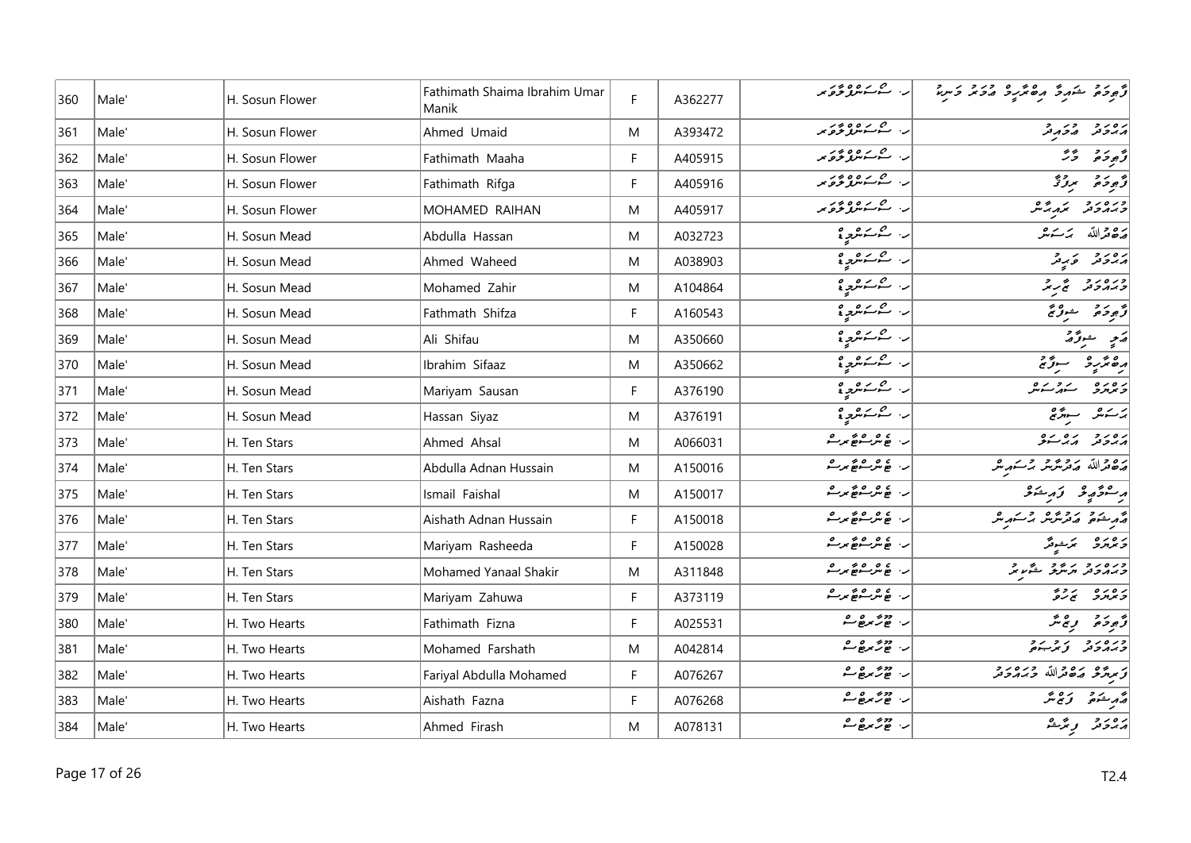| 360 | Male' | H. Sosun Flower | Fathimath Shaima Ibrahim Umar Manik | F | A362277 | ހ. ސޯސަންފްލަވަރ | ފާތިމަތު ޝައިމާ އިބްރާހީމް އުމަރު މަނިކު |
|---|---|---|---|---|---|---|---|
| 361 | Male' | H. Sosun Flower | Ahmed Umaid | M | A393472 | ހ. ސޯސަންފްލަވަރ | އަހުމަދު އުމައިދު |
| 362 | Male' | H. Sosun Flower | Fathimath Maaha | F | A405915 | ހ. ސޯސަންފްލަވަރ | ފާތިމަތު މާހާ |
| 363 | Male' | H. Sosun Flower | Fathimath Rifga | F | A405916 | ހ. ސޯސަންފްލަވަރ | ފާތިމަތު ރިފްގާ |
| 364 | Male' | H. Sosun Flower | MOHAMED RAIHAN | M | A405917 | ހ. ސޯސަންފްލަވަރ | މުހައްމަދު ރައިހާން |
| 365 | Male' | H. Sosun Mead | Abdulla Hassan | M | A032723 | ހ. ސޯސަންމީޑް | އަބްދުﷲ ޙަސަން |
| 366 | Male' | H. Sosun Mead | Ahmed Waheed | M | A038903 | ހ. ސޯސަންމީޑް | އަހުމަދު ވަޙީދު |
| 367 | Male' | H. Sosun Mead | Mohamed Zahir | M | A104864 | ހ. ސޯސަންމީޑް | މުހައްމަދު ޒާހިރު |
| 368 | Male' | H. Sosun Mead | Fathmath Shifza | F | A160543 | ހ. ސޯސަންމީޑް | ފާތިމަތު ޝިފްޒާ |
| 369 | Male' | H. Sosun Mead | Ali Shifau | M | A350660 | ހ. ސޯސަންމީޑް | އަލި ޝިފާއު |
| 370 | Male' | H. Sosun Mead | Ibrahim Sifaaz | M | A350662 | ހ. ސޯސަންމީޑް | އިބްރާހީމް ސިފާޒް |
| 371 | Male' | H. Sosun Mead | Mariyam Sausan | F | A376190 | ހ. ސޯސަންމީޑް | މަރިޔަމް ސައުސަން |
| 372 | Male' | H. Sosun Mead | Hassan Siyaz | M | A376191 | ހ. ސޯސަންމީޑް | ހަސަން ސިޔާޒް |
| 373 | Male' | H. Ten Stars | Ahmed Ahsal | M | A066031 | ހ. ޓެންސްޓާރސް | އަހުމަދު އަހުސަލް |
| 374 | Male' | H. Ten Stars | Abdulla Adnan Hussain | M | A150016 | ހ. ޓެންސްޓާރސް | އަބްދުﷲ އަދުނާން ހުސައިން |
| 375 | Male' | H. Ten Stars | Ismail Faishal | M | A150017 | ހ. ޓެންސްޓާރސް | އިސްމާއިލް ފައިޝަލް |
| 376 | Male' | H. Ten Stars | Aishath Adnan Hussain | F | A150018 | ހ. ޓެންސްޓާރސް | އާއިޝަތު އަދުނާން ހުސައިން |
| 377 | Male' | H. Ten Stars | Mariyam Rasheeda | F | A150028 | ހ. ޓެންސްޓާރސް | މަރިޔަމް ރަޝީދާ |
| 378 | Male' | H. Ten Stars | Mohamed Yanaal Shakir | M | A311848 | ހ. ޓެންސްޓާރސް | މުހައްމަދު ޔަނާލް ޝާކިރު |
| 379 | Male' | H. Ten Stars | Mariyam Zahuwa | F | A373119 | ހ. ޓެންސްޓާރސް | މަރިޔަމް ޒަހުވާ |
| 380 | Male' | H. Two Hearts | Fathimath Fizna | F | A025531 | ހ. ޓޫހާޓްސް | ފާތިމަތު ފިޒްނާ |
| 381 | Male' | H. Two Hearts | Mohamed Farshath | M | A042814 | ހ. ޓޫހާޓްސް | މުހައްމަދު ފަރުޝަތު |
| 382 | Male' | H. Two Hearts | Fariyal Abdulla Mohamed | F | A076267 | ހ. ޓޫހާޓްސް | ފަރިޔާލް އަބްދުﷲ މުހައްމަދު |
| 383 | Male' | H. Two Hearts | Aishath Fazna | F | A076268 | ހ. ޓޫހާޓްސް | އާއިޝަތު ފަޒްނާ |
| 384 | Male' | H. Two Hearts | Ahmed Firash | M | A078131 | ހ. ޓޫހާޓްސް | އަހުމަދު ފިރާޝް |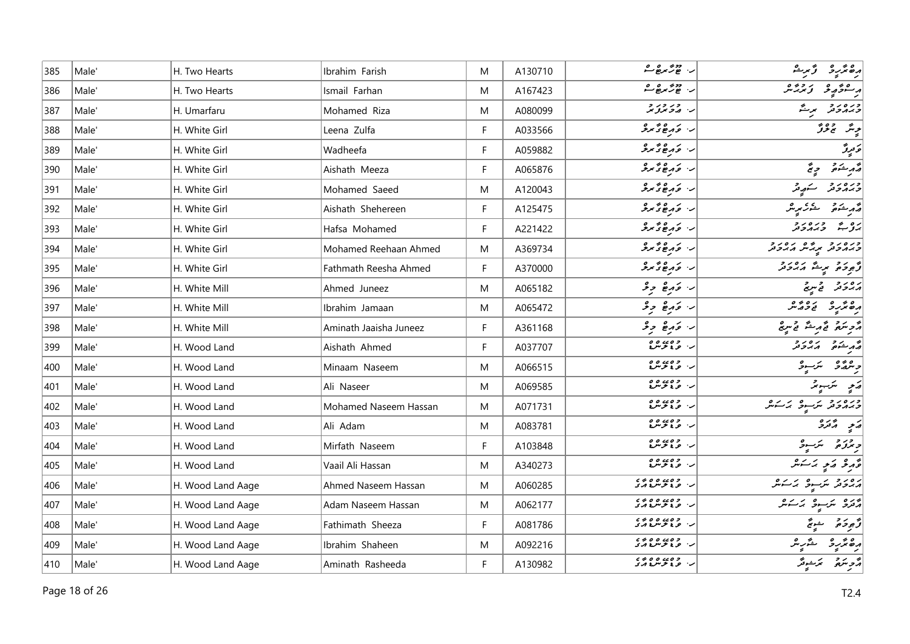| 385 | Male' | H. Two Hearts | Ibrahim Farish | M | A130710 | ހ. ޓޫހާޓްސް | އިބްރާހީމް ފާރިޝް |
|---|---|---|---|---|---|---|---|
| 386 | Male' | H. Two Hearts | Ismail Farhan | M | A167423 | ހ. ޓޫހާޓްސް | އިސްމާއީލް ފަރުހާން |
| 387 | Male' | H. Umarfaru | Mohamed Riza | M | A080099 | ހ. އުމަރުފަރު | މުހައްމަދު ރިޒާ |
| 388 | Male' | H. White Girl | Leena Zulfa | F | A033566 | ހ. ވައިޓްގާރލް | ލީނާ ޒުލްފާ |
| 389 | Male' | H. White Girl | Wadheefa | F | A059882 | ހ. ވައިޓްގާރލް | ވަދީފާ |
| 390 | Male' | H. White Girl | Aishath Meeza | F | A065876 | ހ. ވައިޓްގާރލް | އާއިޝަތު މީޒާ |
| 391 | Male' | H. White Girl | Mohamed Saeed | M | A120043 | ހ. ވައިޓްގާރލް | މުހައްމަދު ސައީދު |
| 392 | Male' | H. White Girl | Aishath Shehereen | F | A125475 | ހ. ވައިޓްގާރލް | އާއިޝަތު ޝެހެރީން |
| 393 | Male' | H. White Girl | Hafsa Mohamed | F | A221422 | ހ. ވައިޓްގާރލް | ހަފްސާ މުހައްމަދު |
| 394 | Male' | H. White Girl | Mohamed Reehaan Ahmed | M | A369734 | ހ. ވައިޓްގާރލް | މުހައްމަދު ރީހާން އަހުމަދު |
| 395 | Male' | H. White Girl | Fathmath Reesha Ahmed | F | A370000 | ހ. ވައިޓްގާރލް | ފާތިމަތު ރީޝާ އަހުމަދު |
| 396 | Male' | H. White Mill | Ahmed Juneez | M | A065182 | ހ. ވައިޓް މިލް | އަހުމަދު ޖުނީޒް |
| 397 | Male' | H. White Mill | Ibrahim Jamaan | M | A065472 | ހ. ވައިޓް މިލް | އިބްރާހީމް ޖަމްއާން |
| 398 | Male' | H. White Mill | Aminath Jaaisha Juneez | F | A361168 | ހ. ވައިޓް މިލް | އާމިނަތު ޖާއިޝާ ޖުނީޒް |
| 399 | Male' | H. Wood Land | Aishath Ahmed | F | A037707 | ހ. ވުޑްލޭންޑް | އާއިޝަތު އަހުމަދު |
| 400 | Male' | H. Wood Land | Minaam Naseem | M | A066515 | ހ. ވުޑްލޭންޑް | މިނާމް ނަސީމް |
| 401 | Male' | H. Wood Land | Ali Naseer | M | A069585 | ހ. ވުޑްލޭންޑް | އަލީ ނަސީރު |
| 402 | Male' | H. Wood Land | Mohamed Naseem Hassan | M | A071731 | ހ. ވުޑްލޭންޑް | މުހައްމަދު ނަސީމް ހަސަން |
| 403 | Male' | H. Wood Land | Ali Adam | M | A083781 | ހ. ވުޑްލޭންޑް | އަލީ އާދަމް |
| 404 | Male' | H. Wood Land | Mirfath Naseem | F | A103848 | ހ. ވުޑްލޭންޑް | މިރުފަތު ނަސީމް |
| 405 | Male' | H. Wood Land | Vaail Ali Hassan | M | A340273 | ހ. ވުޑްލޭންޑް | ވާއިލް އަލީ ހަސަން |
| 406 | Male' | H. Wood Land Aage | Ahmed Naseem Hassan | M | A060285 | ހ. ވުޑްލޭންޑްއާގެ | އަހުމަދު ނަސީމް ހަސަން |
| 407 | Male' | H. Wood Land Aage | Adam Naseem Hassan | M | A062177 | ހ. ވުޑްލޭންޑްއާގެ | އާދަމް ނަސީމް ހަސަން |
| 408 | Male' | H. Wood Land Aage | Fathimath Sheeza | F | A081786 | ހ. ވުޑްލޭންޑްއާގެ | ފާތިމަތު ޝީޒާ |
| 409 | Male' | H. Wood Land Aage | Ibrahim Shaheen | M | A092216 | ހ. ވުޑްލޭންޑްއާގެ | އިބްރާހީމް ޝާހީން |
| 410 | Male' | H. Wood Land Aage | Aminath Rasheeda | F | A130982 | ހ. ވުޑްލޭންޑްއާގެ | އާމިނަތު ރަޝީދާ |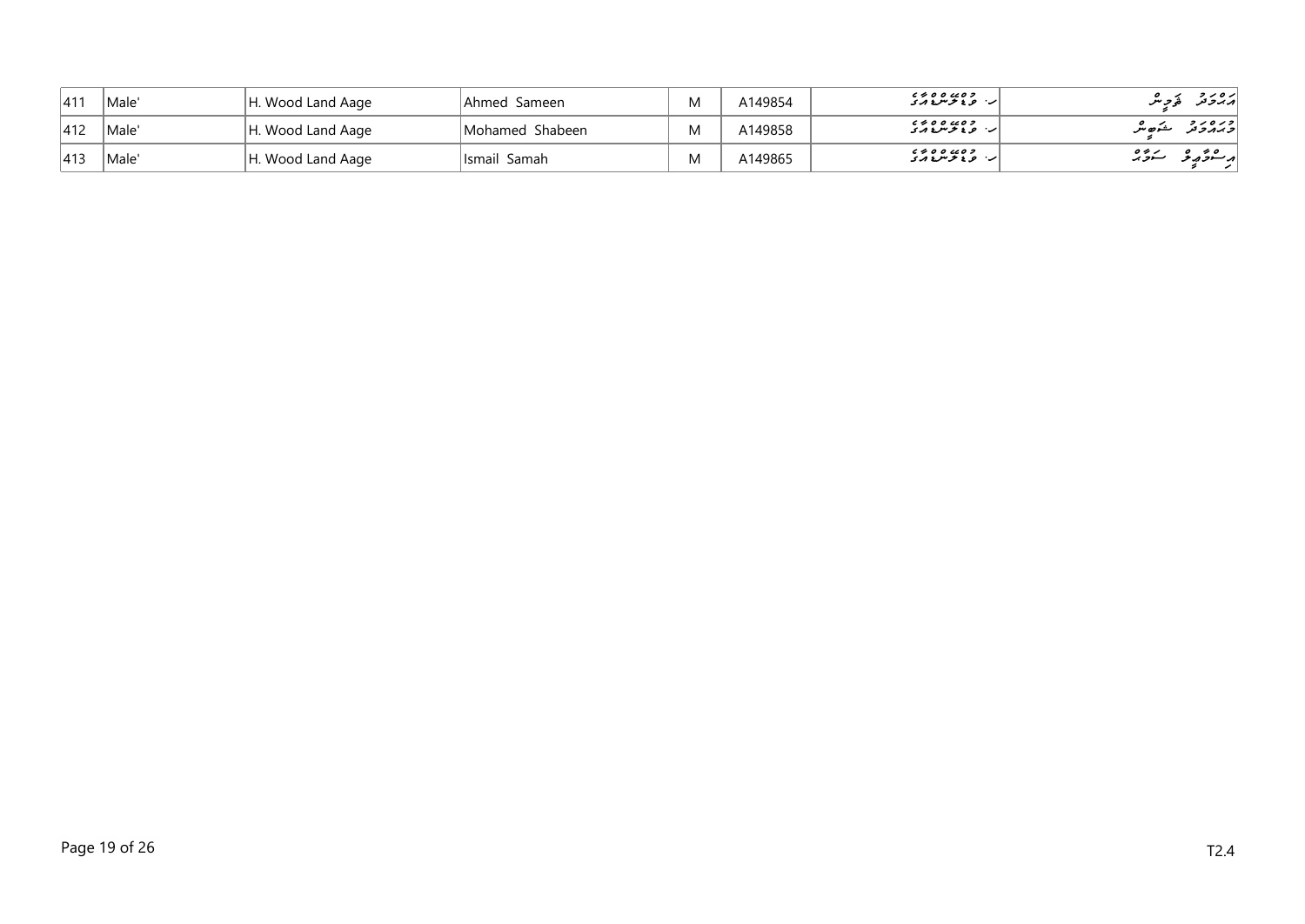| 411 | Male' | H. Wood Land Aage | Ahmed Sameen | M | A149854 | ހ. ވުޑްލޭންޑްއާގެ | އަޙްމަދު ސަމީން |
|---|---|---|---|---|---|---|---|
| 412 | Male' | H. Wood Land Aage | Mohamed Shabeen | M | A149858 | ހ. ވުޑްލޭންޑްއާގެ | މުޙައްމަދު ޝަބީން |
| 413 | Male' | H. Wood Land Aage | Ismail Samah | M | A149865 | ހ. ވުޑްލޭންޑްއާގެ | އިސްމާއީލް ސަމާޙް |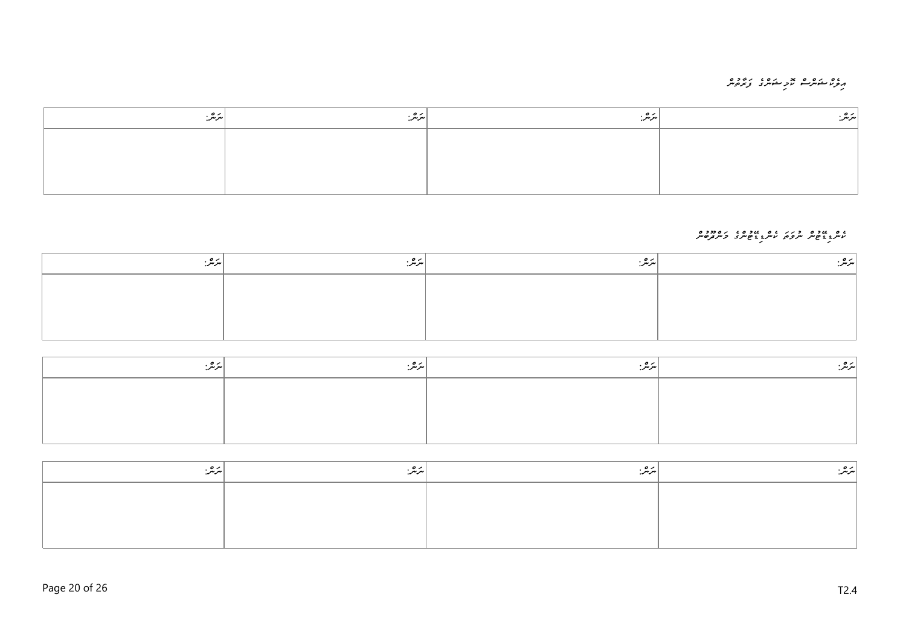# ދިވެހި ބަހުގެ ކާފިޔާ ފަދަ ބަސްތައް

| ނަންބަރު: | ނަންބަރު: | ނަންބަރު: | ނަންބަރު: |
|---|---|---|---|
| | | | |

## ކުރިއަށް ލިޔެވުނު ގޮތަށް ފަހަތަށް ލިޔަންވީ ބަސްތައް

| ނަންބަރު: | ނަންބަރު: | ނަންބަރު: | ނަންބަރު: |
|---|---|---|---|
| | | | |

| ނަންބަރު: | ނަންބަރު: | ނަންބަރު: | ނަންބަރު: |
|---|---|---|---|
| | | | |

| ނަންބަރު: | ނަންބަރު: | ނަންބަރު: | ނަންބަރު: |
|---|---|---|---|
| | | | |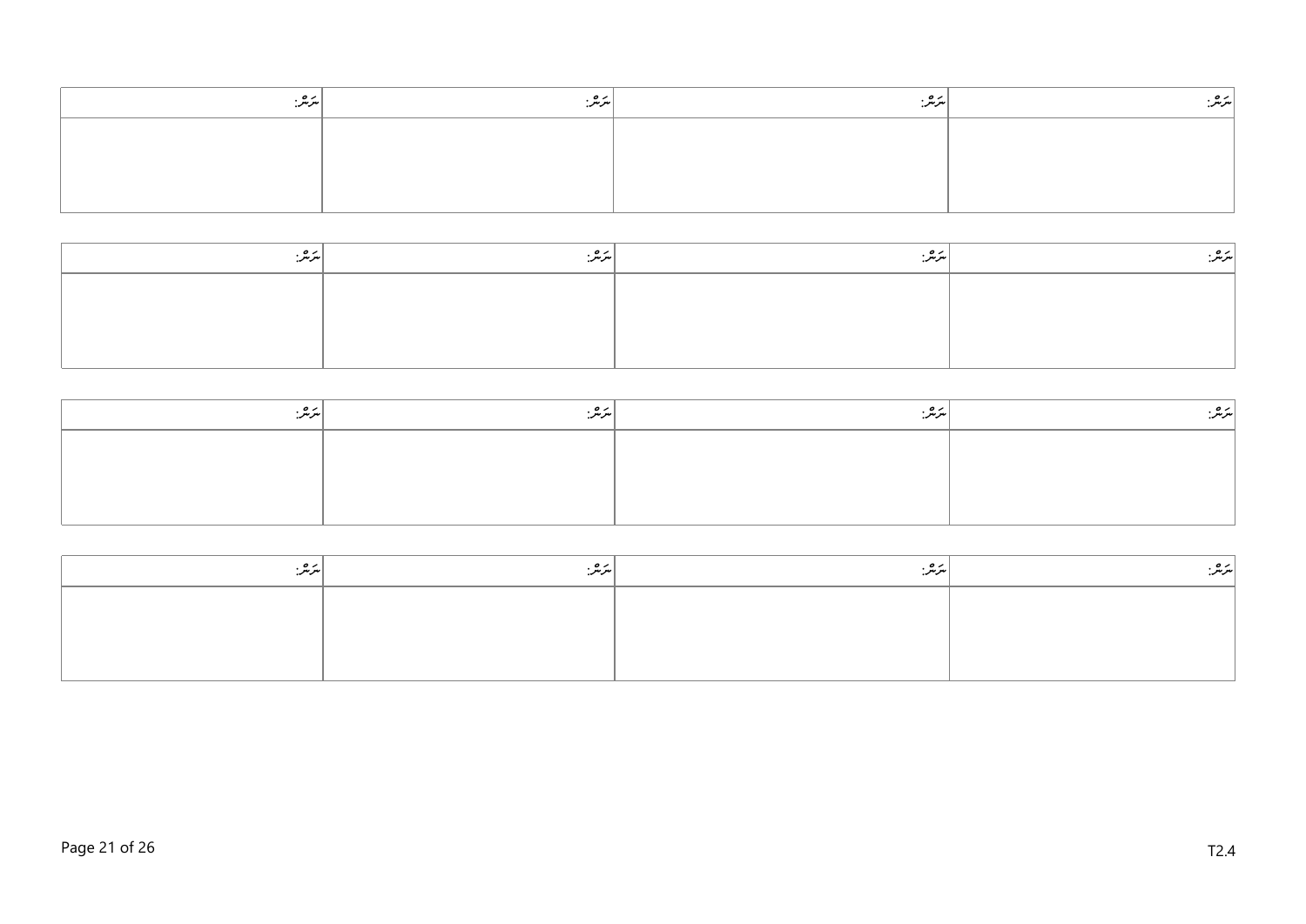| ނަން: | ނަން: | ނަން: | ނަން: |
| --- | --- | --- | --- |
| | | | |

| ނަން: | ނަން: | ނަން: | ނަން: |
| --- | --- | --- | --- |
| | | | |

| ނަން: | ނަން: | ނަން: | ނަން: |
| --- | --- | --- | --- |
| | | | |

| ނަން: | ނަން: | ނަން: | ނަން: |
| --- | --- | --- | --- |
| | | | |

T2.4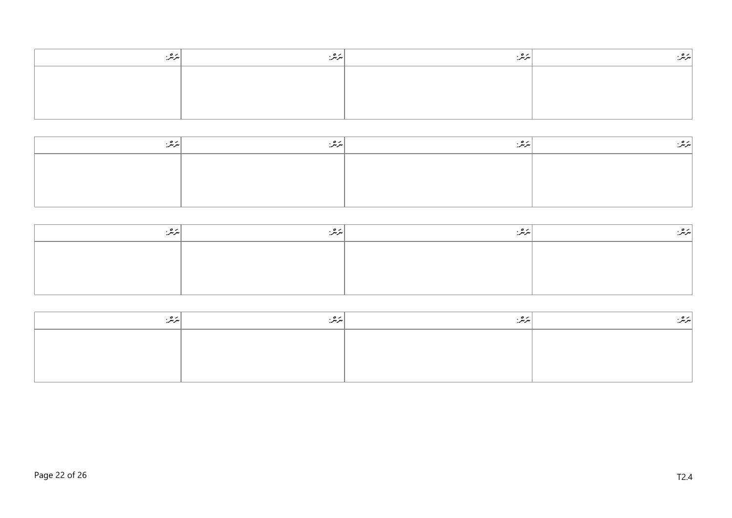| ىَرِسْ: | ىَرِسْ: | ىَرِسْ: | ىَرِسْ: |
| --- | --- | --- | --- |
| | | | |

| ىَرِسْ: | ىَرِسْ: | ىَرِسْ: | ىَرِسْ: |
| --- | --- | --- | --- |
| | | | |

| ىَرِسْ: | ىَرِسْ: | ىَرِسْ: | ىَرِسْ: |
| --- | --- | --- | --- |
| | | | |

| ىَرِسْ: | ىَرِسْ: | ىَرِسْ: | ىَرِسْ: |
| --- | --- | --- | --- |
| | | | |

T2.4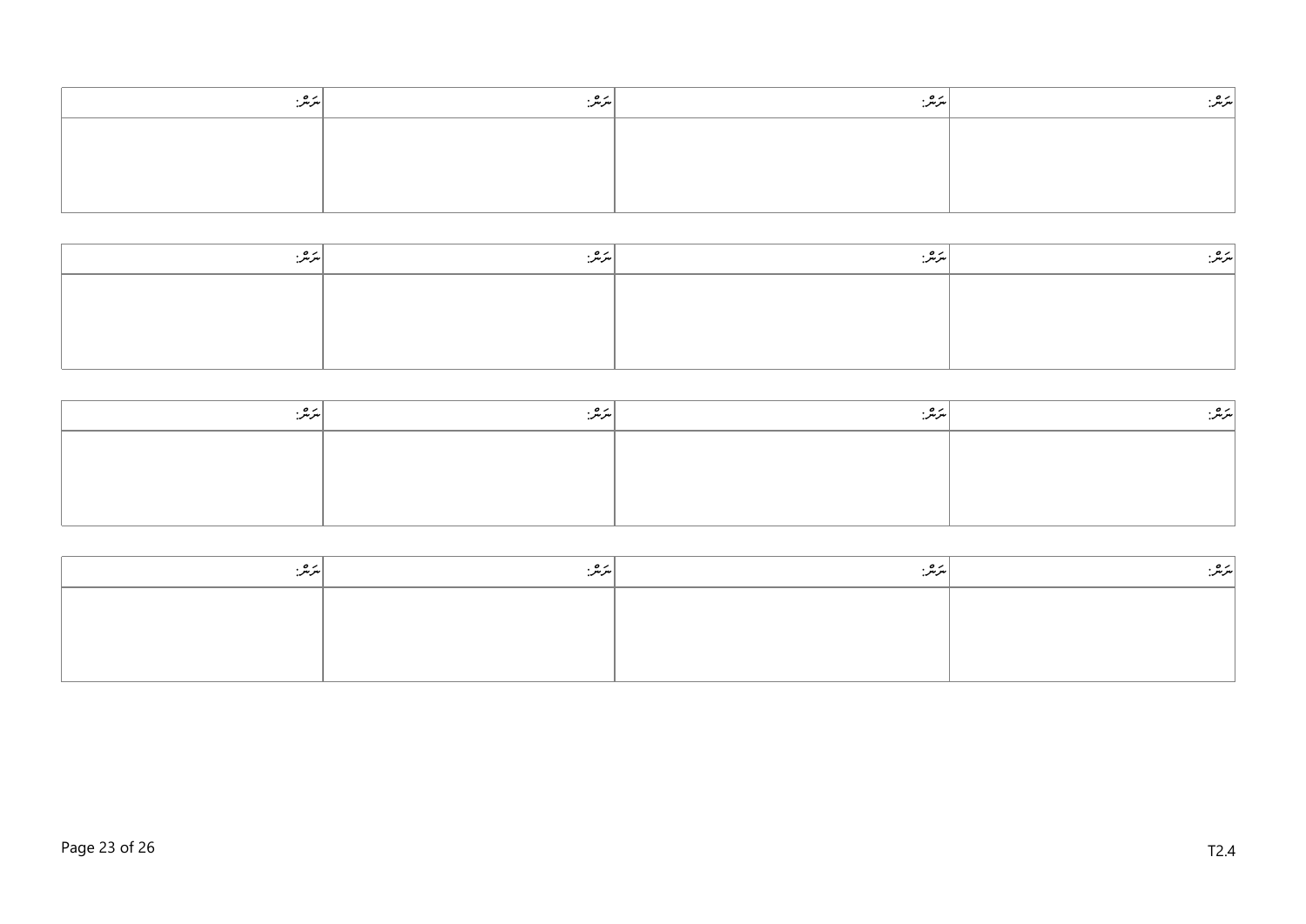| ނަރުދ: | ނަރުދ: | ނަރުދ: | ނަރުދ: |
| --- | --- | --- | --- |
| | | | |

| ނަރުދ: | ނަރުދ: | ނަރުދ: | ނަރުދ: |
| --- | --- | --- | --- |
| | | | |

| ނަރުދ: | ނަރުދ: | ނަރުދ: | ނަރުދ: |
| --- | --- | --- | --- |
| | | | |

| ނަރުދ: | ނަރުދ: | ނަރުދ: | ނަރުދ: |
| --- | --- | --- | --- |
| | | | |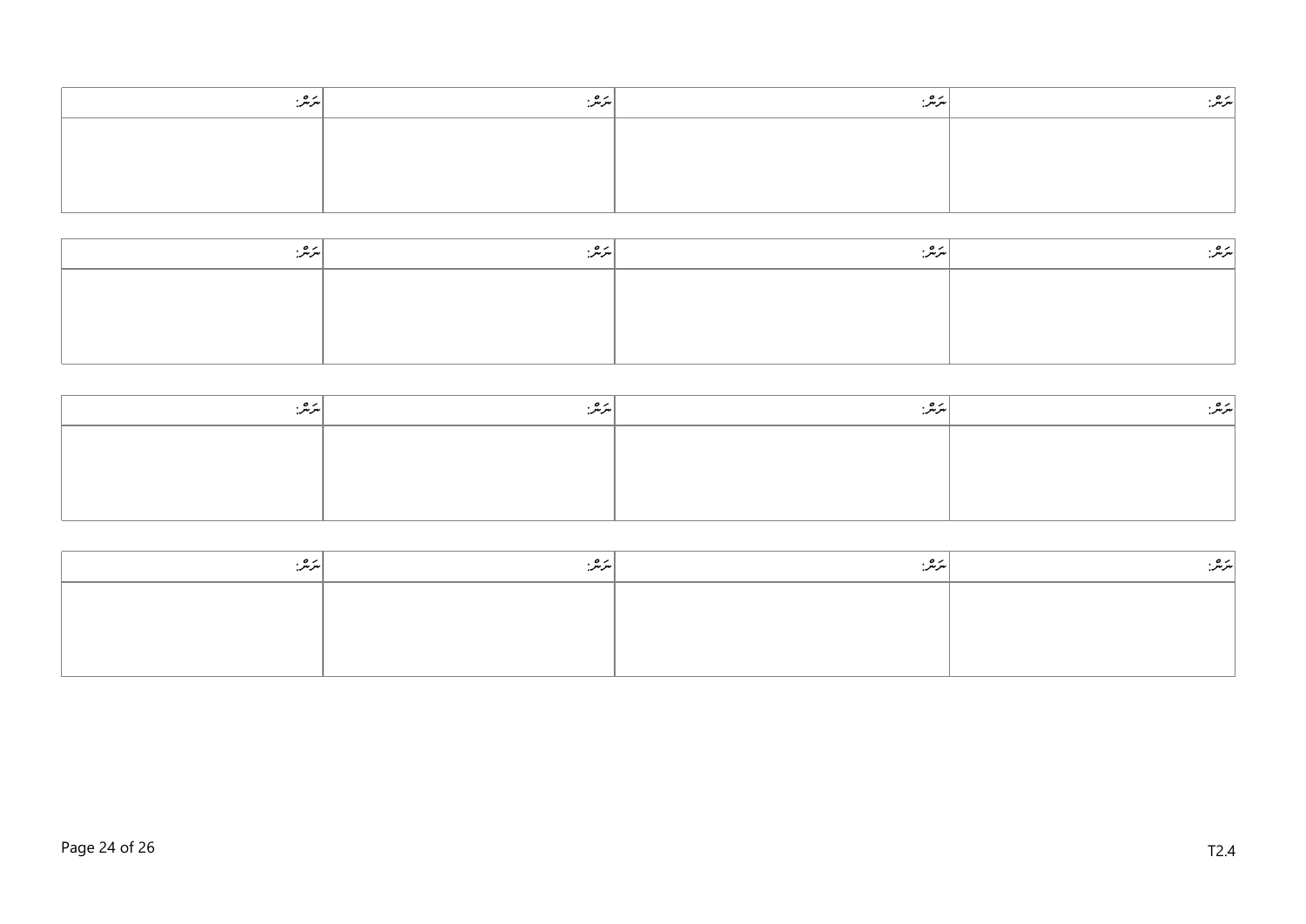| ނަންބަރު: | ނަންބަރު: | ނަންބަރު: | ނަންބަރު: |
|---|---|---|---|
| | | | |

| ނަންބަރު: | ނަންބަރު: | ނަންބަރު: | ނަންބަރު: |
|---|---|---|---|
| | | | |

| ނަންބަރު: | ނަންބަރު: | ނަންބަރު: | ނަންބަރު: |
|---|---|---|---|
| | | | |

| ނަންބަރު: | ނަންބަރު: | ނަންބަރު: | ނަންބަރު: |
|---|---|---|---|
| | | | |

T2.4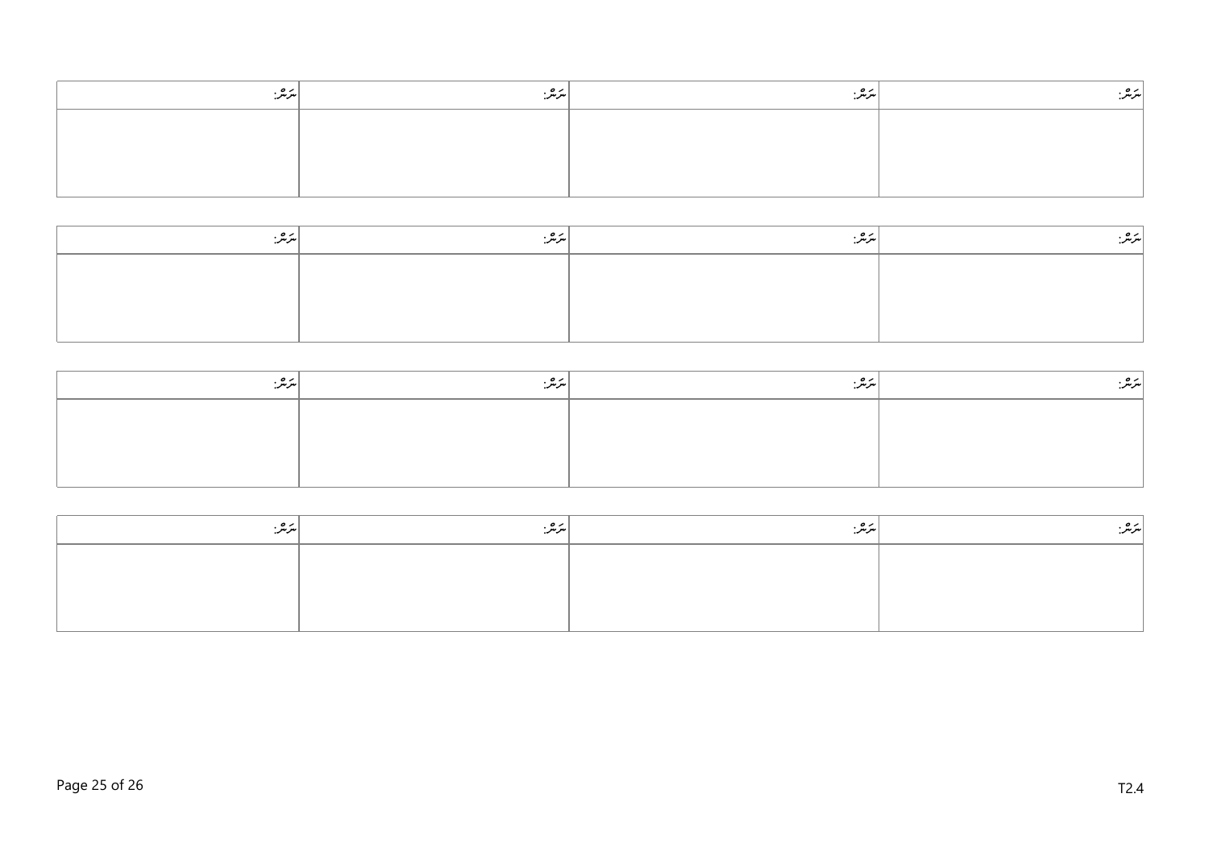| ސަރަޙ: | ސަރަޙ: | ސަރަޙ: | ސަރަޙ: |
| --- | --- | --- | --- |
| | | | |

| ސަރަޙ: | ސަރަޙ: | ސަރަޙ: | ސަރަޙ: |
| --- | --- | --- | --- |
| | | | |

| ސަރަޙ: | ސަރަޙ: | ސަރަޙ: | ސަރަޙ: |
| --- | --- | --- | --- |
| | | | |

| ސަރަޙ: | ސަރަޙ: | ސަރަޙ: | ސަރަޙ: |
| --- | --- | --- | --- |
| | | | |

T2.4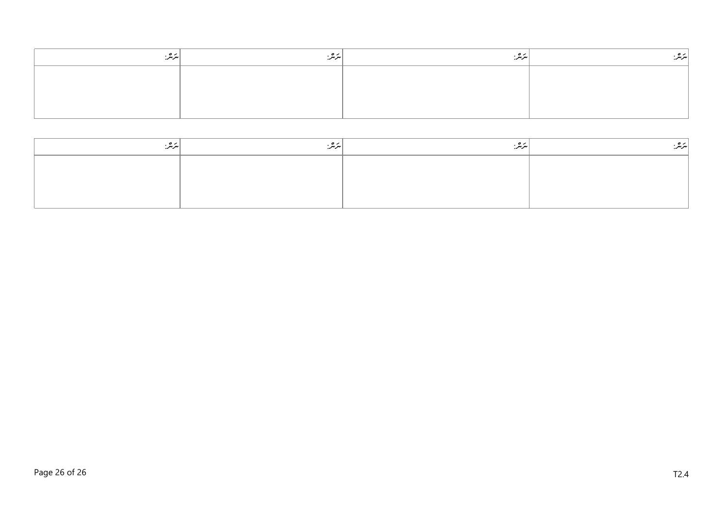| ނަންބަރު: | ނަންބަރު: | ނަންބަރު: | ނަންބަރު: |
| --- | --- | --- | --- |
| | | | |

| ނަންބަރު: | ނަންބަރު: | ނަންބަރު: | ނަންބަރު: |
| --- | --- | --- | --- |
| | | | |

T2.4